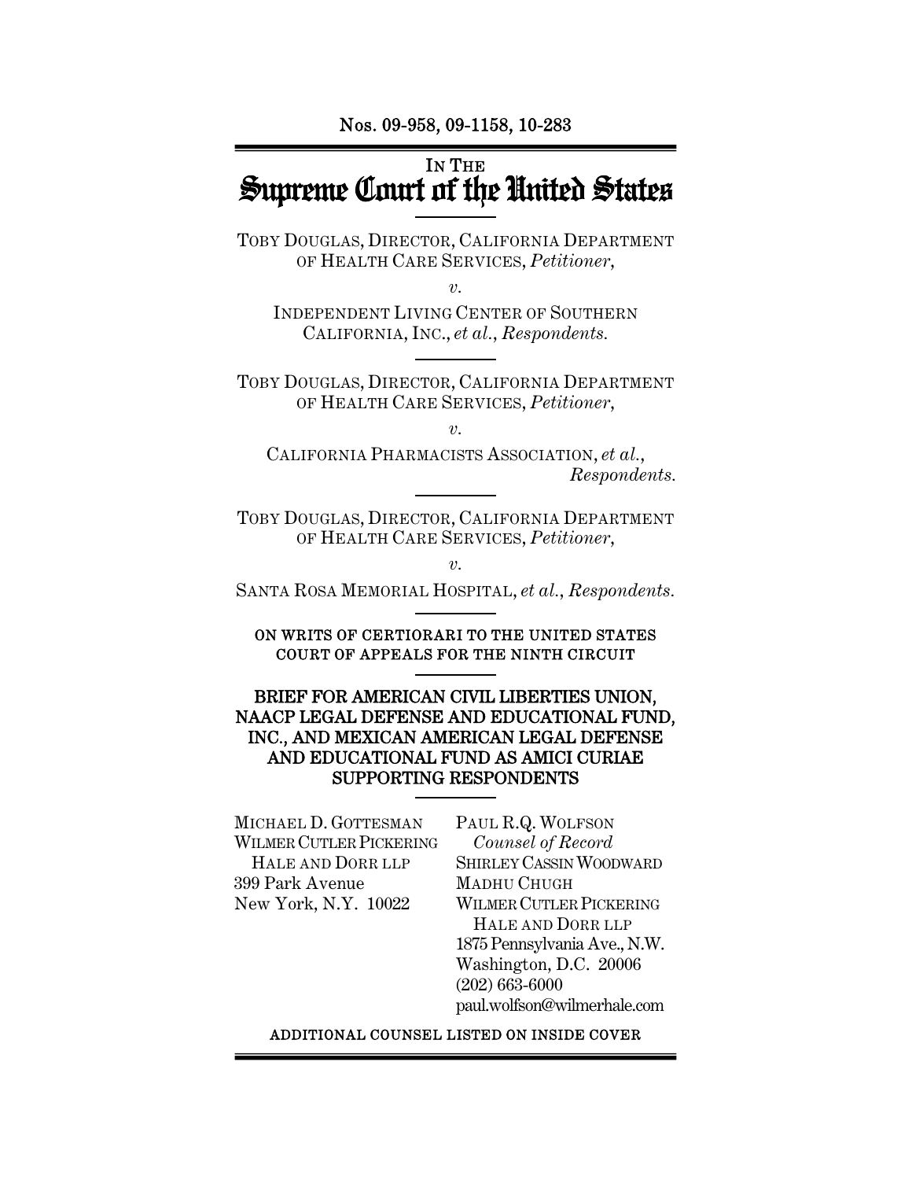Nos. 09-958, 09-1158, 10-283

IN THE
# Supreme Court of the United States

TOBY DOUGLAS, DIRECTOR, CALIFORNIA DEPARTMENT OF HEALTH CARE SERVICES, *Petitioner*,

*v.*

INDEPENDENT LIVING CENTER OF SOUTHERN CALIFORNIA, INC., *et al.*, *Respondents.*

TOBY DOUGLAS, DIRECTOR, CALIFORNIA DEPARTMENT OF HEALTH CARE SERVICES, *Petitioner*,

*v.*

CALIFORNIA PHARMACISTS ASSOCIATION, *et al.*, *Respondents.*

TOBY DOUGLAS, DIRECTOR, CALIFORNIA DEPARTMENT OF HEALTH CARE SERVICES, *Petitioner*,

*v.*

SANTA ROSA MEMORIAL HOSPITAL, *et al.*, *Respondents.*

ON WRITS OF CERTIORARI TO THE UNITED STATES COURT OF APPEALS FOR THE NINTH CIRCUIT

## BRIEF FOR AMERICAN CIVIL LIBERTIES UNION, NAACP LEGAL DEFENSE AND EDUCATIONAL FUND, INC., AND MEXICAN AMERICAN LEGAL DEFENSE AND EDUCATIONAL FUND AS AMICI CURIAE SUPPORTING RESPONDENTS

MICHAEL D. GOTTESMAN
WILMER CUTLER PICKERING HALE AND DORR LLP
399 Park Avenue
New York, N.Y. 10022

PAUL R.Q. WOLFSON
*Counsel of Record*
SHIRLEY CASSIN WOODWARD
MADHU CHUGH
WILMER CUTLER PICKERING HALE AND DORR LLP
1875 Pennsylvania Ave., N.W.
Washington, D.C. 20006
(202) 663-6000
paul.wolfson@wilmerhale.com

ADDITIONAL COUNSEL LISTED ON INSIDE COVER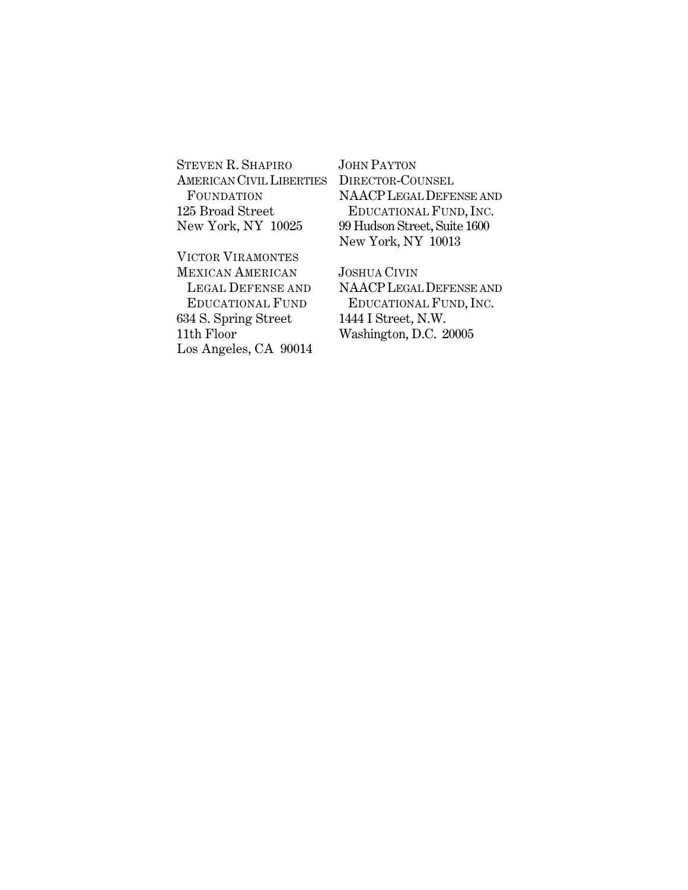STEVEN R. SHAPIRO
AMERICAN CIVIL LIBERTIES
FOUNDATION
125 Broad Street
New York, NY 10025

VICTOR VIRAMONTES
MEXICAN AMERICAN
LEGAL DEFENSE AND
EDUCATIONAL FUND
634 S. Spring Street
11th Floor
Los Angeles, CA 90014

JOHN PAYTON
DIRECTOR-COUNSEL
NAACP LEGAL DEFENSE AND
EDUCATIONAL FUND, INC.
99 Hudson Street, Suite 1600
New York, NY 10013

JOSHUA CIVIN
NAACP LEGAL DEFENSE AND
EDUCATIONAL FUND, INC.
1444 I Street, N.W.
Washington, D.C. 20005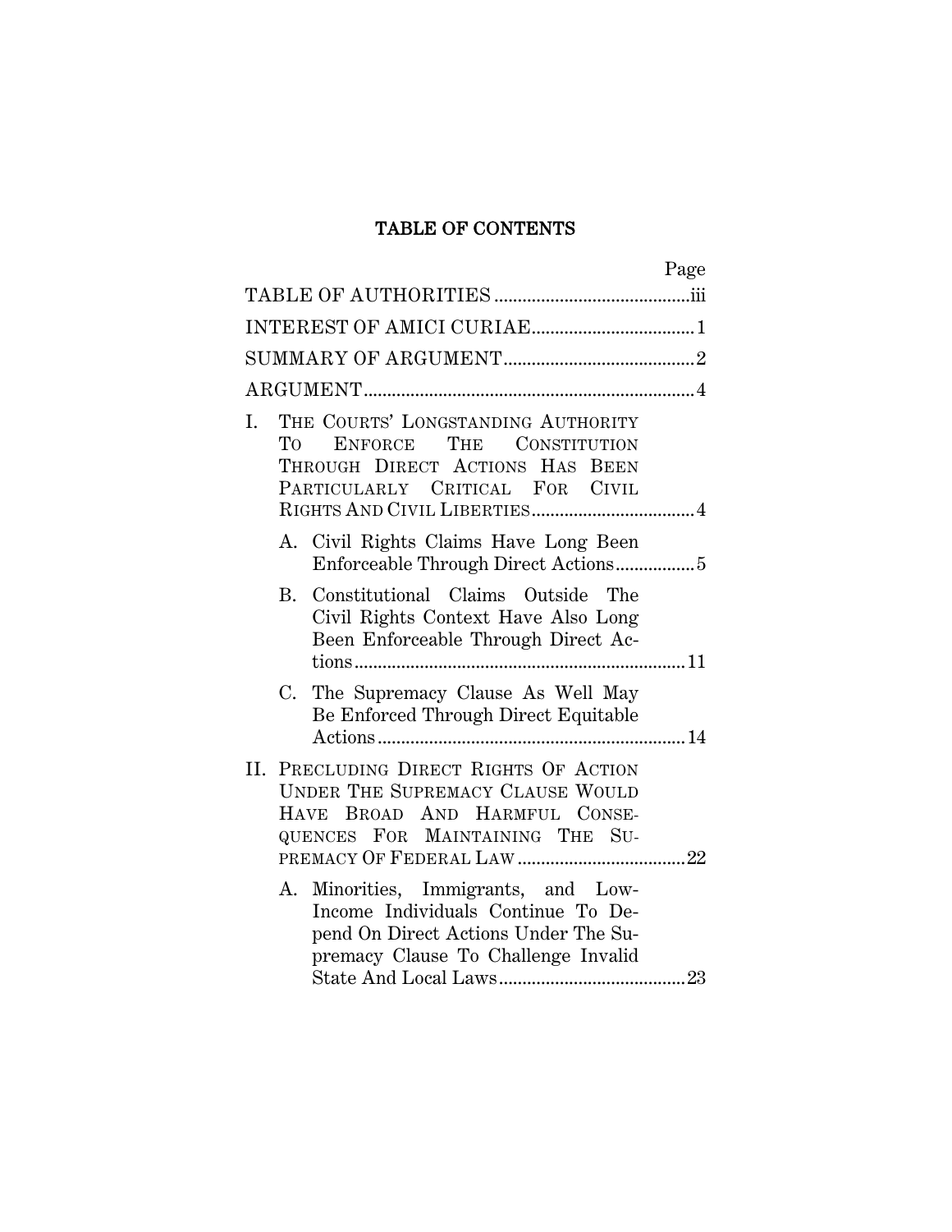# TABLE OF CONTENTS

| | Page |
|---|---|
| TABLE OF AUTHORITIES | iii |
| INTEREST OF AMICI CURIAE | 1 |
| SUMMARY OF ARGUMENT | 2 |
| ARGUMENT | 4 |
| I. THE COURTS' LONGSTANDING AUTHORITY TO ENFORCE THE CONSTITUTION THROUGH DIRECT ACTIONS HAS BEEN PARTICULARLY CRITICAL FOR CIVIL RIGHTS AND CIVIL LIBERTIES | 4 |
| A. Civil Rights Claims Have Long Been Enforceable Through Direct Actions | 5 |
| B. Constitutional Claims Outside The Civil Rights Context Have Also Long Been Enforceable Through Direct Actions | 11 |
| C. The Supremacy Clause As Well May Be Enforced Through Direct Equitable Actions | 14 |
| II. PRECLUDING DIRECT RIGHTS OF ACTION UNDER THE SUPREMACY CLAUSE WOULD HAVE BROAD AND HARMFUL CONSEQUENCES FOR MAINTAINING THE SUPREMACY OF FEDERAL LAW | 22 |
| A. Minorities, Immigrants, and Low-Income Individuals Continue To Depend On Direct Actions Under The Supremacy Clause To Challenge Invalid State And Local Laws | 23 |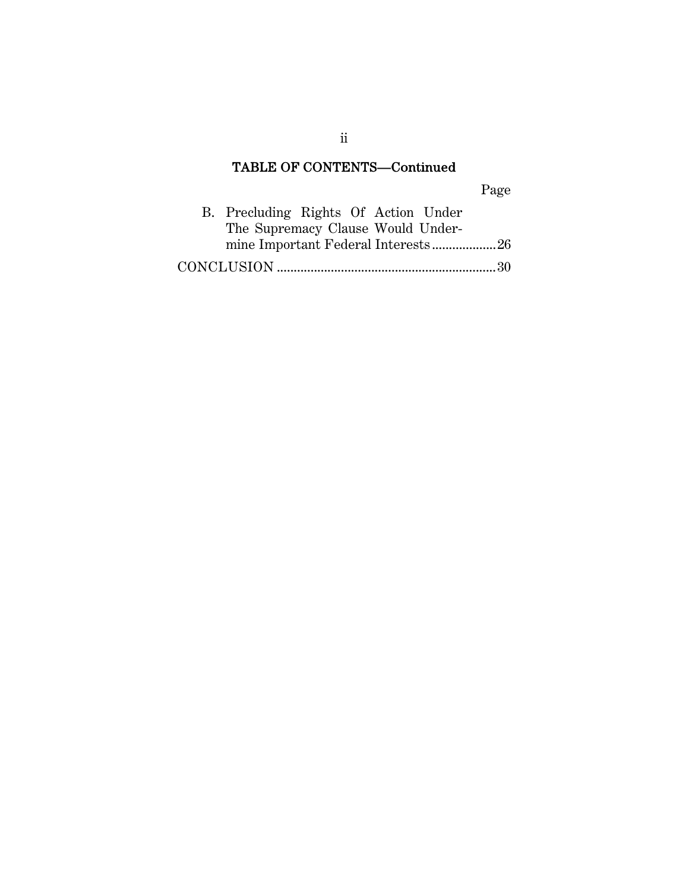## TABLE OF CONTENTS—Continued

Page

B. Precluding Rights Of Action Under The Supremacy Clause Would Undermine Important Federal Interests .................. 26

CONCLUSION ................................................................ 30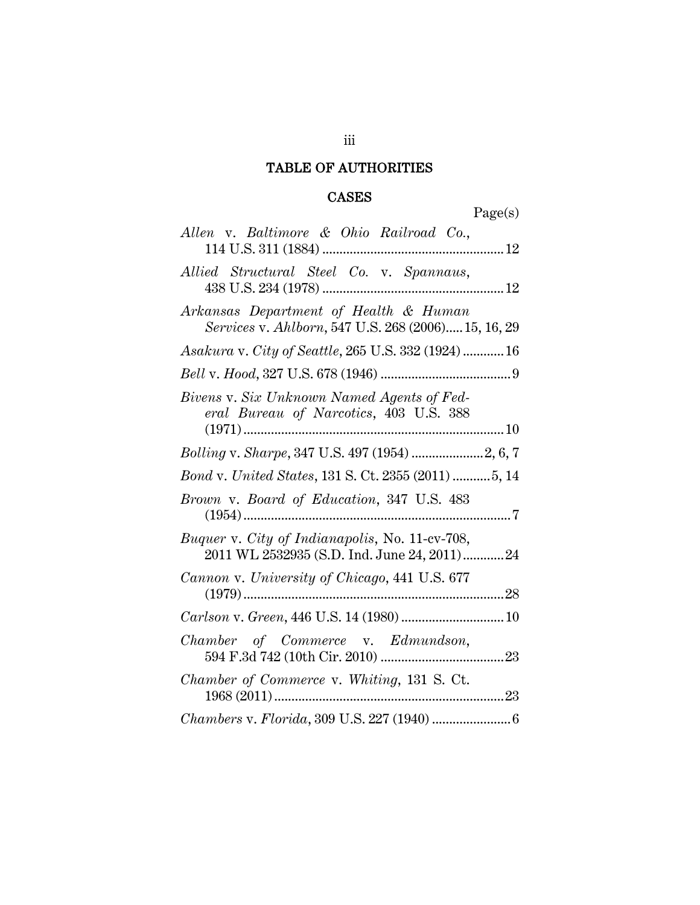# TABLE OF AUTHORITIES

## CASES

Page(s)

*Allen* v. *Baltimore & Ohio Railroad Co.*, 114 U.S. 311 (1884) .......... 12

*Allied Structural Steel Co.* v. *Spannaus*, 438 U.S. 234 (1978) .......... 12

*Arkansas Department of Health & Human Services* v. *Ahlborn*, 547 U.S. 268 (2006) ..... 15, 16, 29

*Asakura* v. *City of Seattle*, 265 U.S. 332 (1924) .......... 16

*Bell* v. *Hood*, 327 U.S. 678 (1946) .......... 9

*Bivens* v. *Six Unknown Named Agents of Federal Bureau of Narcotics*, 403 U.S. 388 (1971) .......... 10

*Bolling* v. *Sharpe*, 347 U.S. 497 (1954) .......... 2, 6, 7

*Bond* v. *United States*, 131 S. Ct. 2355 (2011) .......... 5, 14

*Brown* v. *Board of Education*, 347 U.S. 483 (1954) .......... 7

*Buquer* v. *City of Indianapolis*, No. 11-cv-708, 2011 WL 2532935 (S.D. Ind. June 24, 2011) .......... 24

*Cannon* v. *University of Chicago*, 441 U.S. 677 (1979) .......... 28

*Carlson* v. *Green*, 446 U.S. 14 (1980) .......... 10

*Chamber of Commerce* v. *Edmundson*, 594 F.3d 742 (10th Cir. 2010) .......... 23

*Chamber of Commerce* v. *Whiting*, 131 S. Ct. 1968 (2011) .......... 23

*Chambers* v. *Florida*, 309 U.S. 227 (1940) .......... 6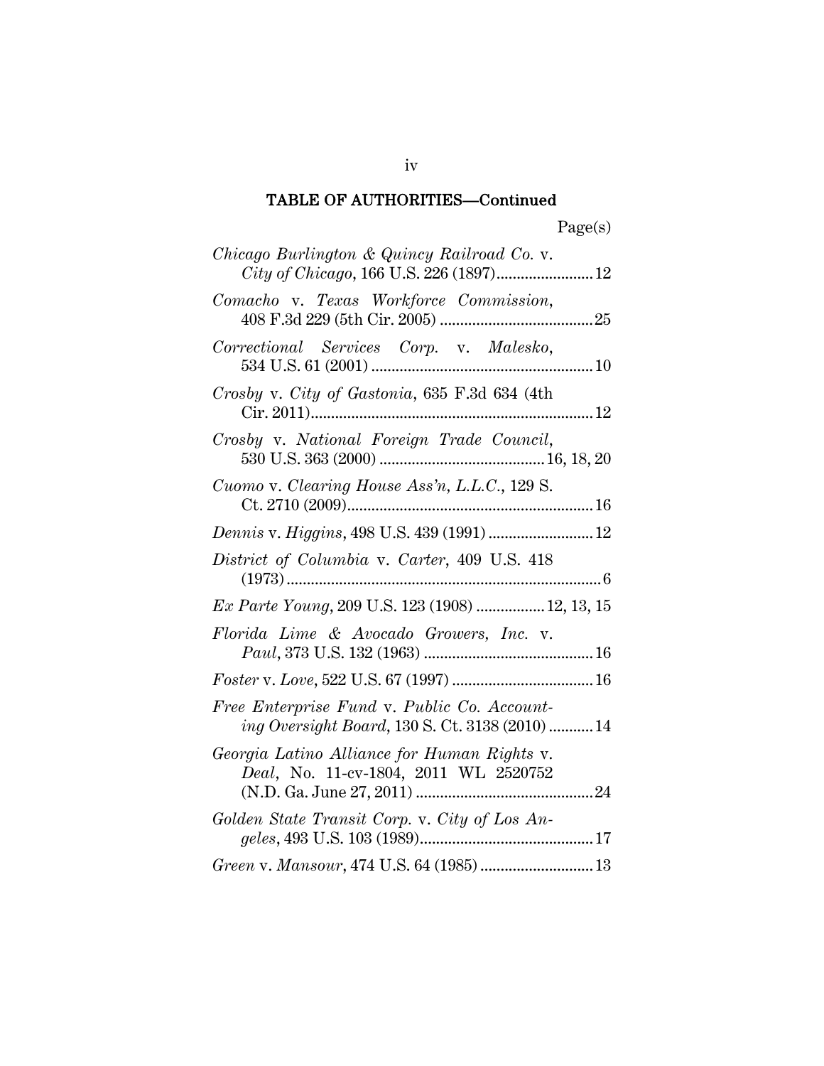## TABLE OF AUTHORITIES—Continued

Page(s)

*Chicago Burlington & Quincy Railroad Co.* v. *City of Chicago*, 166 U.S. 226 (1897) ........................ 12

*Comacho* v. *Texas Workforce Commission*, 408 F.3d 229 (5th Cir. 2005) ...................................... 25

*Correctional Services Corp.* v. *Malesko*, 534 U.S. 61 (2001) ....................................................... 10

*Crosby* v. *City of Gastonia*, 635 F.3d 634 (4th Cir. 2011) ....................................................................... 12

*Crosby* v. *National Foreign Trade Council*, 530 U.S. 363 (2000) ......................................... 16, 18, 20

*Cuomo* v. *Clearing House Ass'n, L.L.C.*, 129 S. Ct. 2710 (2009) ............................................................. 16

*Dennis* v. *Higgins*, 498 U.S. 439 (1991) .......................... 12

*District of Columbia* v. *Carter*, 409 U.S. 418 (1973) .............................................................................. 6

*Ex Parte Young*, 209 U.S. 123 (1908) ................. 12, 13, 15

*Florida Lime & Avocado Growers, Inc.* v. *Paul*, 373 U.S. 132 (1963) .......................................... 16

*Foster* v. *Love*, 522 U.S. 67 (1997) ................................... 16

*Free Enterprise Fund* v. *Public Co. Accounting Oversight Board*, 130 S. Ct. 3138 (2010) ........... 14

*Georgia Latino Alliance for Human Rights* v. *Deal*, No. 11-cv-1804, 2011 WL 2520752 (N.D. Ga. June 27, 2011) ............................................ 24

*Golden State Transit Corp.* v. *City of Los Angeles*, 493 U.S. 103 (1989) ........................................... 17

*Green* v. *Mansour*, 474 U.S. 64 (1985) ............................ 13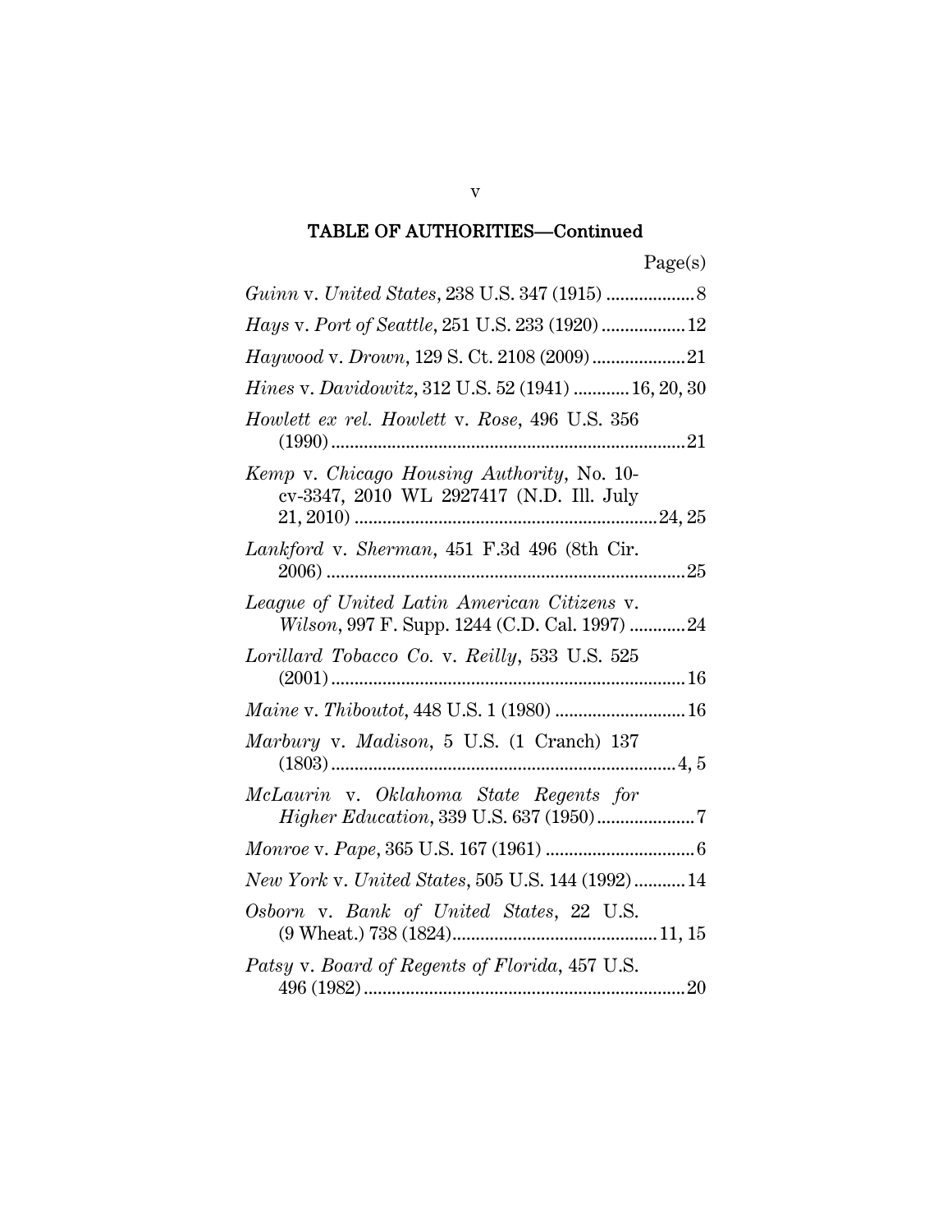## TABLE OF AUTHORITIES—Continued

Page(s)

*Guinn* v. *United States*, 238 U.S. 347 (1915) .................. 8

*Hays* v. *Port of Seattle*, 251 U.S. 233 (1920) ................. 12

*Haywood* v. *Drown*, 129 S. Ct. 2108 (2009) ................... 21

*Hines* v. *Davidowitz*, 312 U.S. 52 (1941) ........... 16, 20, 30

*Howlett ex rel. Howlett* v. *Rose*, 496 U.S. 356 (1990) .......................................................................... 21

*Kemp* v. *Chicago Housing Authority*, No. 10-cv-3347, 2010 WL 2927417 (N.D. Ill. July 21, 2010) ............................................................... 24, 25

*Lankford* v. *Sherman*, 451 F.3d 496 (8th Cir. 2006) ........................................................................... 25

*League of United Latin American Citizens* v. *Wilson*, 997 F. Supp. 1244 (C.D. Cal. 1997) ........... 24

*Lorillard Tobacco Co.* v. *Reilly*, 533 U.S. 525 (2001) .......................................................................... 16

*Maine* v. *Thiboutot*, 448 U.S. 1 (1980) ........................... 16

*Marbury* v. *Madison*, 5 U.S. (1 Cranch) 137 (1803) ........................................................................ 4, 5

*McLaurin* v. *Oklahoma State Regents for Higher Education*, 339 U.S. 637 (1950) .................... 7

*Monroe* v. *Pape*, 365 U.S. 167 (1961) ............................... 6

*New York* v. *United States*, 505 U.S. 144 (1992) ........... 14

*Osborn* v. *Bank of United States*, 22 U.S. (9 Wheat.) 738 (1824) ........................................... 11, 15

*Patsy* v. *Board of Regents of Florida*, 457 U.S. 496 (1982) .................................................................... 20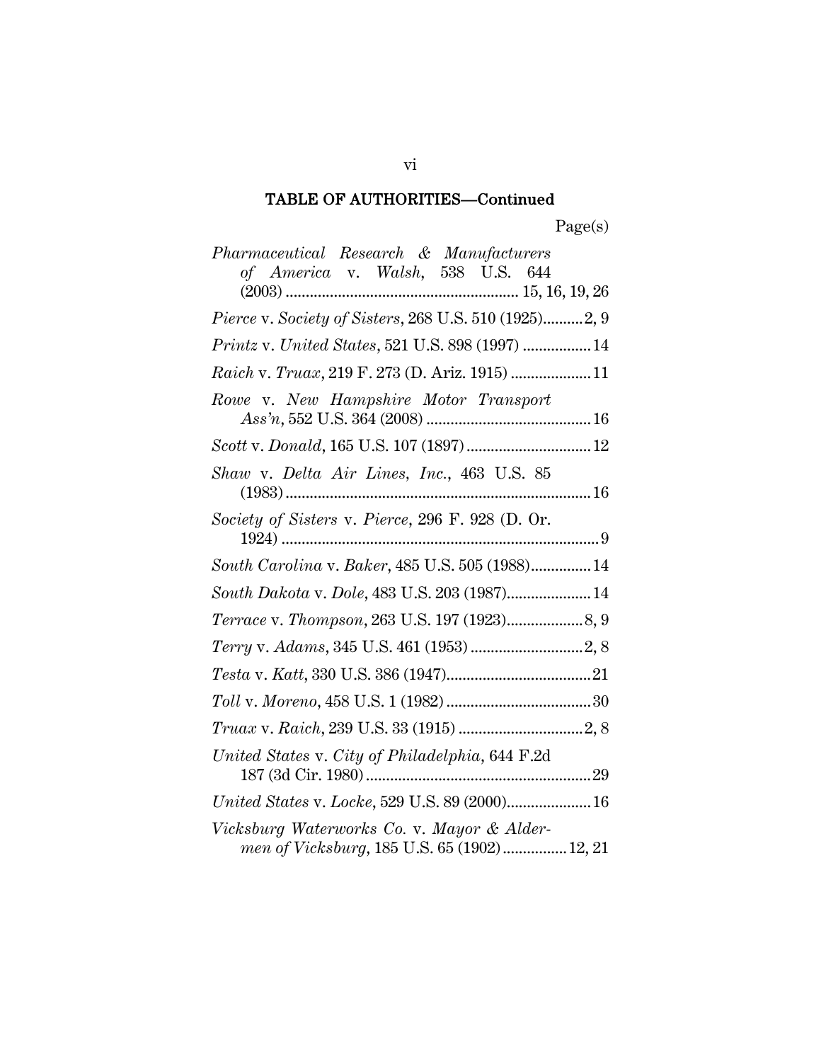## TABLE OF AUTHORITIES—Continued

Page(s)

*Pharmaceutical Research & Manufacturers of America* v. *Walsh*, 538 U.S. 644 (2003) .......... 15, 16, 19, 26

*Pierce* v. *Society of Sisters*, 268 U.S. 510 (1925).......... 2, 9

*Printz* v. *United States*, 521 U.S. 898 (1997) .......... 14

*Raich* v. *Truax*, 219 F. 273 (D. Ariz. 1915) .......... 11

*Rowe* v. *New Hampshire Motor Transport Ass'n*, 552 U.S. 364 (2008) .......... 16

*Scott* v. *Donald*, 165 U.S. 107 (1897) .......... 12

*Shaw* v. *Delta Air Lines, Inc.*, 463 U.S. 85 (1983) .......... 16

*Society of Sisters* v. *Pierce*, 296 F. 928 (D. Or. 1924) .......... 9

*South Carolina* v. *Baker*, 485 U.S. 505 (1988).......... 14

*South Dakota* v. *Dole*, 483 U.S. 203 (1987).......... 14

*Terrace* v. *Thompson*, 263 U.S. 197 (1923).......... 8, 9

*Terry* v. *Adams*, 345 U.S. 461 (1953) .......... 2, 8

*Testa* v. *Katt*, 330 U.S. 386 (1947).......... 21

*Toll* v. *Moreno*, 458 U.S. 1 (1982) .......... 30

*Truax* v. *Raich*, 239 U.S. 33 (1915) .......... 2, 8

*United States* v. *City of Philadelphia*, 644 F.2d 187 (3d Cir. 1980) .......... 29

*United States* v. *Locke*, 529 U.S. 89 (2000).......... 16

*Vicksburg Waterworks Co.* v. *Mayor & Aldermen of Vicksburg*, 185 U.S. 65 (1902) .......... 12, 21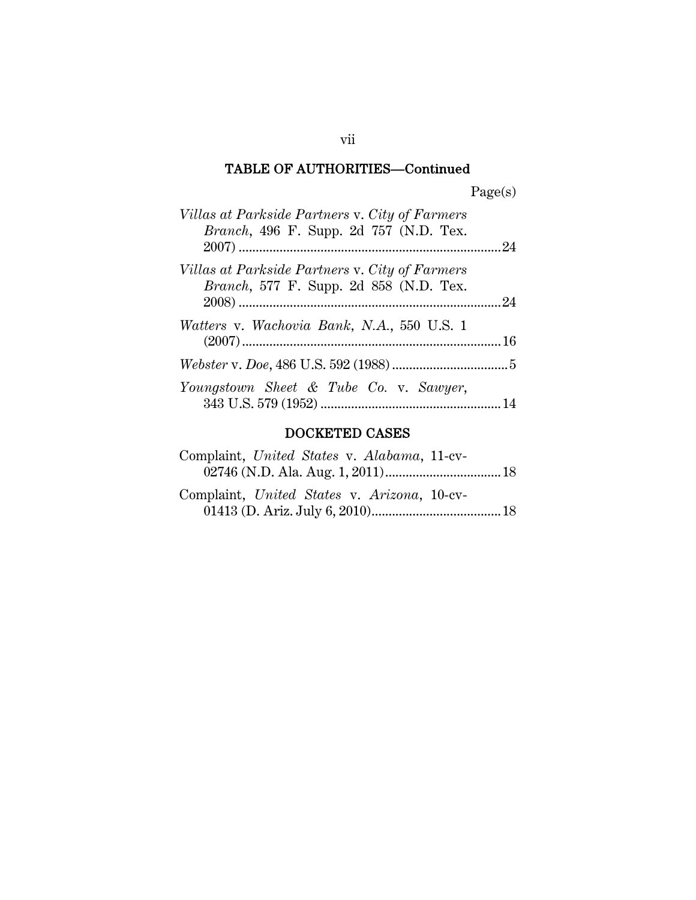## TABLE OF AUTHORITIES—Continued

Page(s)

*Villas at Parkside Partners* v. *City of Farmers Branch*, 496 F. Supp. 2d 757 (N.D. Tex. 2007) .......... 24

*Villas at Parkside Partners* v. *City of Farmers Branch*, 577 F. Supp. 2d 858 (N.D. Tex. 2008) .......... 24

*Watters* v. *Wachovia Bank, N.A.*, 550 U.S. 1 (2007) .......... 16

*Webster* v. *Doe*, 486 U.S. 592 (1988) .......... 5

*Youngstown Sheet & Tube Co.* v. *Sawyer*, 343 U.S. 579 (1952) .......... 14

## DOCKETED CASES

Complaint, *United States* v. *Alabama*, 11-cv-02746 (N.D. Ala. Aug. 1, 2011) .......... 18

Complaint, *United States* v. *Arizona*, 10-cv-01413 (D. Ariz. July 6, 2010) .......... 18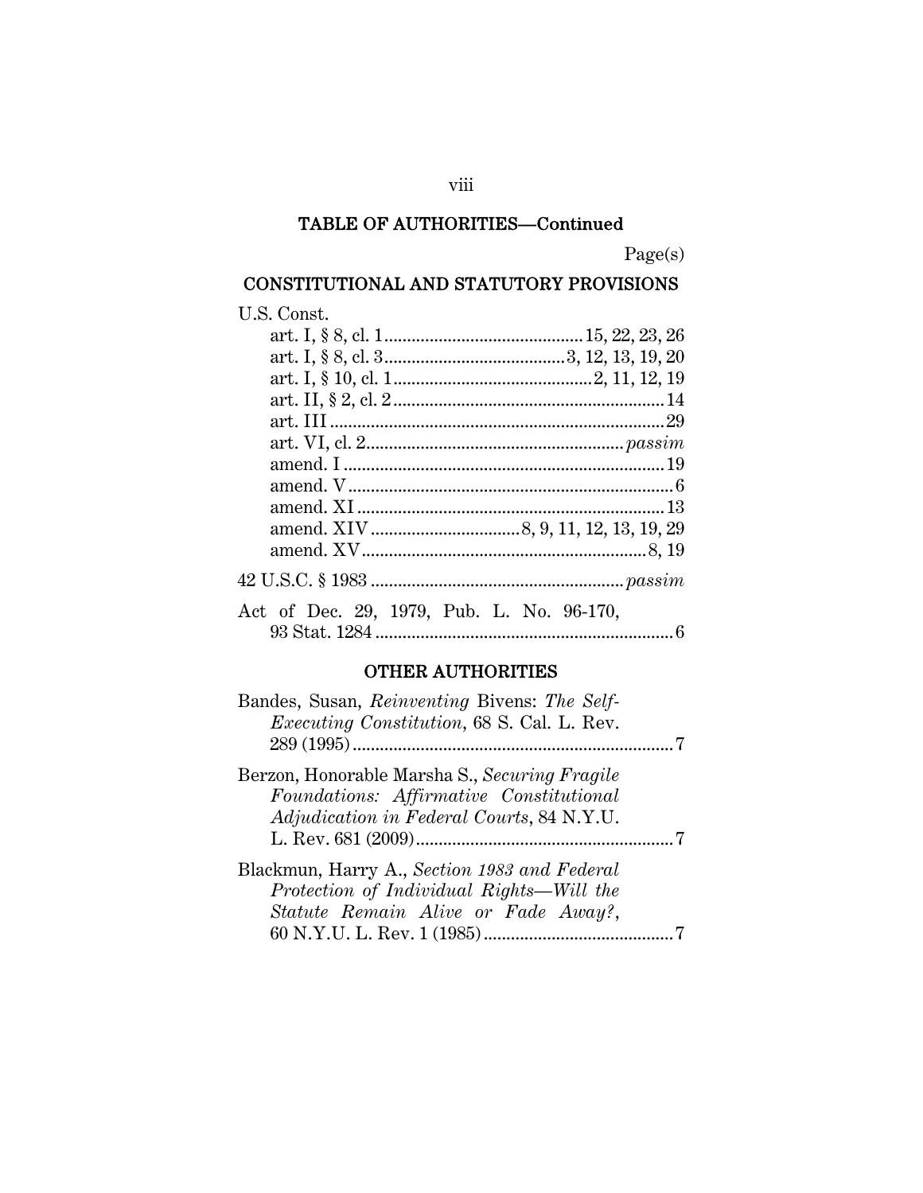## TABLE OF AUTHORITIES—Continued

Page(s)

### CONSTITUTIONAL AND STATUTORY PROVISIONS

U.S. Const.

- art. I, § 8, cl. 1 .......................................... 15, 22, 23, 26
- art. I, § 8, cl. 3 ...................................... 3, 12, 13, 19, 20
- art. I, § 10, cl. 1 ......................................... 2, 11, 12, 19
- art. II, § 2, cl. 2 ........................................................ 14
- art. III ....................................................................... 29
- art. VI, cl. 2 ....................................................... *passim*
- amend. I .................................................................... 19
- amend. V ...................................................................... 6
- amend. XI .................................................................. 13
- amend. XIV ............................... 8, 9, 11, 12, 13, 19, 29
- amend. XV ............................................................. 8, 19

42 U.S.C. § 1983 ...................................................... *passim*

Act of Dec. 29, 1979, Pub. L. No. 96-170, 93 Stat. 1284 ............................................................... 6

### OTHER AUTHORITIES

Bandes, Susan, *Reinventing* Bivens: *The Self-Executing Constitution*, 68 S. Cal. L. Rev. 289 (1995) ...................................................................... 7

Berzon, Honorable Marsha S., *Securing Fragile Foundations: Affirmative Constitutional Adjudication in Federal Courts*, 84 N.Y.U. L. Rev. 681 (2009) ......................................................... 7

Blackmun, Harry A., *Section 1983 and Federal Protection of Individual Rights—Will the Statute Remain Alive or Fade Away?*, 60 N.Y.U. L. Rev. 1 (1985) .......................................... 7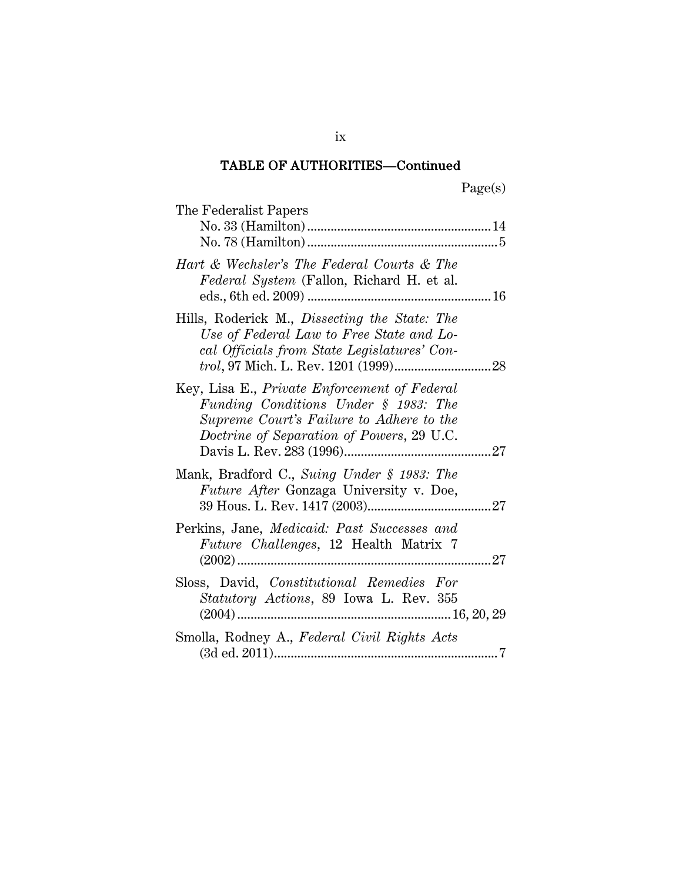## TABLE OF AUTHORITIES—Continued

Page(s)

The Federalist Papers
- No. 33 (Hamilton) .......................................................14
- No. 78 (Hamilton) .........................................................5

*Hart & Wechsler's The Federal Courts & The Federal System* (Fallon, Richard H. et al. eds., 6th ed. 2009) .......................................................16

Hills, Roderick M., *Dissecting the State: The Use of Federal Law to Free State and Local Officials from State Legislatures' Control*, 97 Mich. L. Rev. 1201 (1999).............................28

Key, Lisa E., *Private Enforcement of Federal Funding Conditions Under § 1983: The Supreme Court's Failure to Adhere to the Doctrine of Separation of Powers*, 29 U.C. Davis L. Rev. 283 (1996)............................................27

Mank, Bradford C., *Suing Under § 1983: The Future After* Gonzaga University v. Doe, 39 Hous. L. Rev. 1417 (2003).....................................27

Perkins, Jane, *Medicaid: Past Successes and Future Challenges*, 12 Health Matrix 7 (2002)...........................................................................27

Sloss, David, *Constitutional Remedies For Statutory Actions*, 89 Iowa L. Rev. 355 (2004)...............................................................16, 20, 29

Smolla, Rodney A., *Federal Civil Rights Acts* (3d ed. 2011)...................................................................7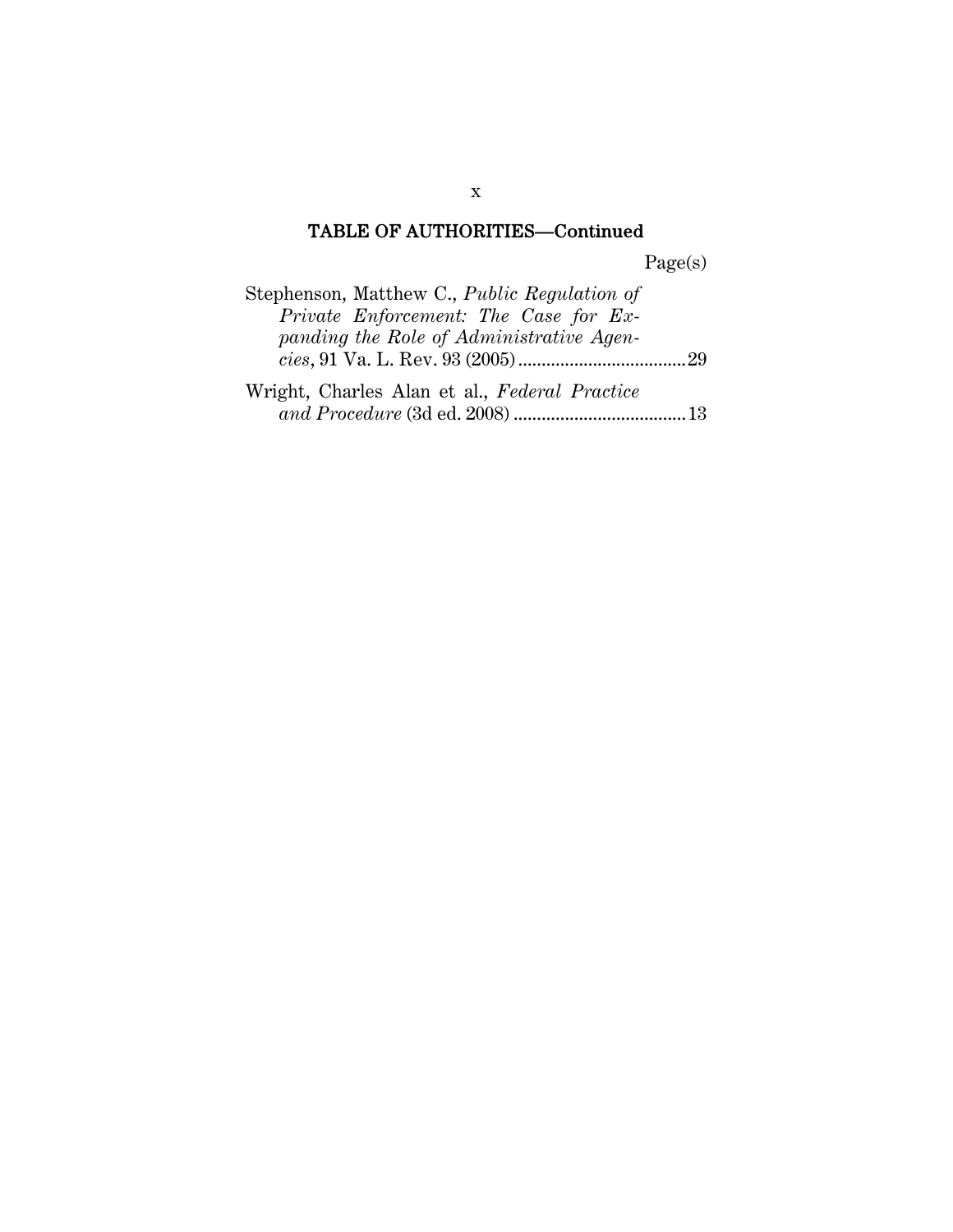## TABLE OF AUTHORITIES—Continued

Page(s)

Stephenson, Matthew C., *Public Regulation of Private Enforcement: The Case for Expanding the Role of Administrative Agencies*, 91 Va. L. Rev. 93 (2005) .................................... 29

Wright, Charles Alan et al., *Federal Practice and Procedure* (3d ed. 2008) ..................................... 13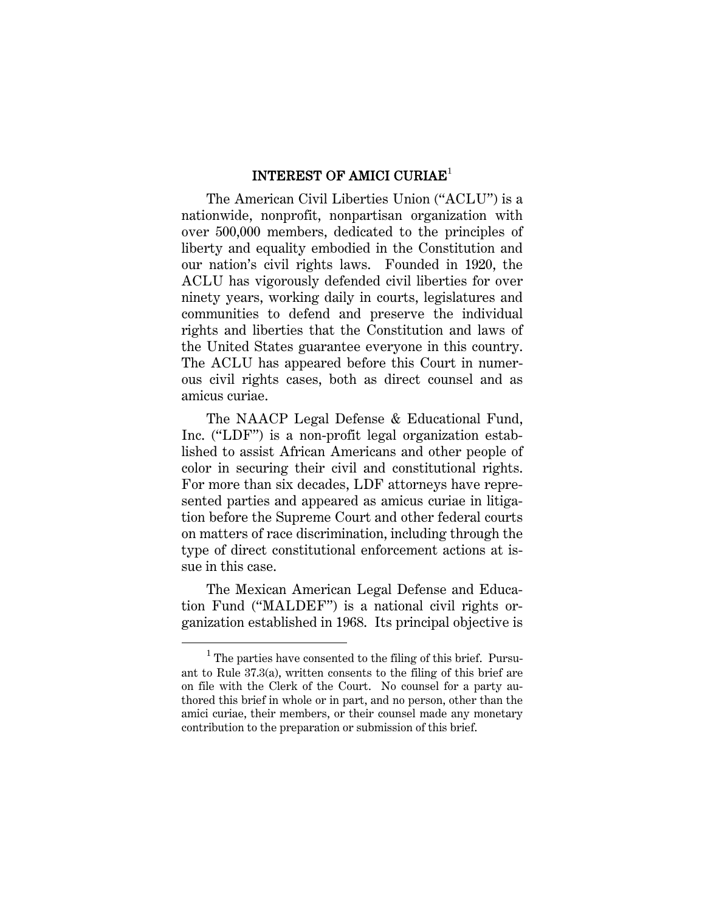## INTEREST OF AMICI CURIAE[1]

The American Civil Liberties Union ("ACLU") is a nationwide, nonprofit, nonpartisan organization with over 500,000 members, dedicated to the principles of liberty and equality embodied in the Constitution and our nation's civil rights laws. Founded in 1920, the ACLU has vigorously defended civil liberties for over ninety years, working daily in courts, legislatures and communities to defend and preserve the individual rights and liberties that the Constitution and laws of the United States guarantee everyone in this country. The ACLU has appeared before this Court in numerous civil rights cases, both as direct counsel and as amicus curiae.

The NAACP Legal Defense & Educational Fund, Inc. ("LDF") is a non-profit legal organization established to assist African Americans and other people of color in securing their civil and constitutional rights. For more than six decades, LDF attorneys have represented parties and appeared as amicus curiae in litigation before the Supreme Court and other federal courts on matters of race discrimination, including through the type of direct constitutional enforcement actions at issue in this case.

The Mexican American Legal Defense and Education Fund ("MALDEF") is a national civil rights organization established in 1968. Its principal objective is

---

[1] The parties have consented to the filing of this brief. Pursuant to Rule 37.3(a), written consents to the filing of this brief are on file with the Clerk of the Court. No counsel for a party authored this brief in whole or in part, and no person, other than the amici curiae, their members, or their counsel made any monetary contribution to the preparation or submission of this brief.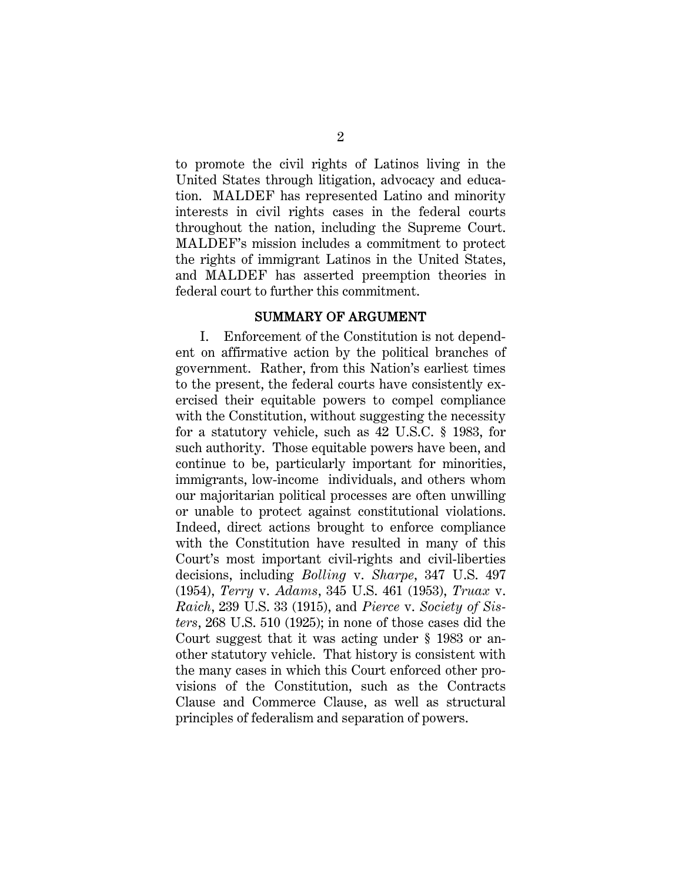to promote the civil rights of Latinos living in the United States through litigation, advocacy and education. MALDEF has represented Latino and minority interests in civil rights cases in the federal courts throughout the nation, including the Supreme Court. MALDEF's mission includes a commitment to protect the rights of immigrant Latinos in the United States, and MALDEF has asserted preemption theories in federal court to further this commitment.

## SUMMARY OF ARGUMENT

I. Enforcement of the Constitution is not dependent on affirmative action by the political branches of government. Rather, from this Nation's earliest times to the present, the federal courts have consistently exercised their equitable powers to compel compliance with the Constitution, without suggesting the necessity for a statutory vehicle, such as 42 U.S.C. § 1983, for such authority. Those equitable powers have been, and continue to be, particularly important for minorities, immigrants, low-income individuals, and others whom our majoritarian political processes are often unwilling or unable to protect against constitutional violations. Indeed, direct actions brought to enforce compliance with the Constitution have resulted in many of this Court's most important civil-rights and civil-liberties decisions, including *Bolling* v. *Sharpe*, 347 U.S. 497 (1954), *Terry* v. *Adams*, 345 U.S. 461 (1953), *Truax* v. *Raich*, 239 U.S. 33 (1915), and *Pierce* v. *Society of Sisters*, 268 U.S. 510 (1925); in none of those cases did the Court suggest that it was acting under § 1983 or another statutory vehicle. That history is consistent with the many cases in which this Court enforced other provisions of the Constitution, such as the Contracts Clause and Commerce Clause, as well as structural principles of federalism and separation of powers.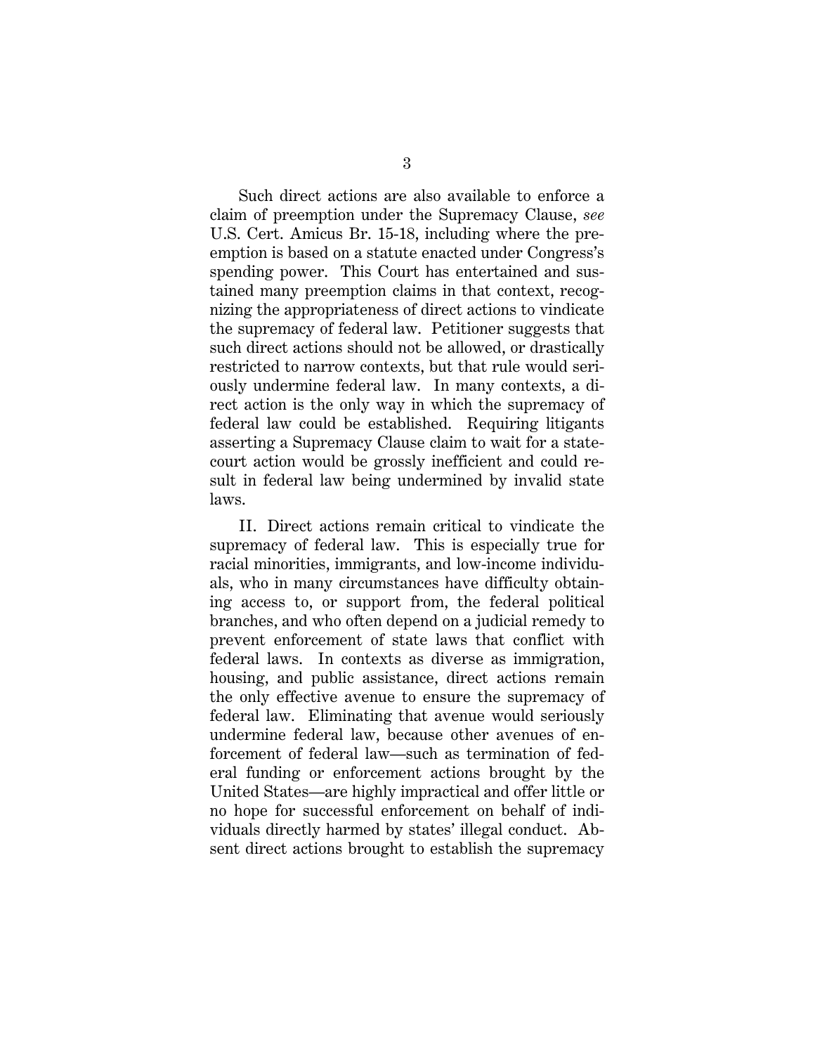Such direct actions are also available to enforce a claim of preemption under the Supremacy Clause, *see* U.S. Cert. Amicus Br. 15-18, including where the preemption is based on a statute enacted under Congress's spending power. This Court has entertained and sustained many preemption claims in that context, recognizing the appropriateness of direct actions to vindicate the supremacy of federal law. Petitioner suggests that such direct actions should not be allowed, or drastically restricted to narrow contexts, but that rule would seriously undermine federal law. In many contexts, a direct action is the only way in which the supremacy of federal law could be established. Requiring litigants asserting a Supremacy Clause claim to wait for a state-court action would be grossly inefficient and could result in federal law being undermined by invalid state laws.

II. Direct actions remain critical to vindicate the supremacy of federal law. This is especially true for racial minorities, immigrants, and low-income individuals, who in many circumstances have difficulty obtaining access to, or support from, the federal political branches, and who often depend on a judicial remedy to prevent enforcement of state laws that conflict with federal laws. In contexts as diverse as immigration, housing, and public assistance, direct actions remain the only effective avenue to ensure the supremacy of federal law. Eliminating that avenue would seriously undermine federal law, because other avenues of enforcement of federal law—such as termination of federal funding or enforcement actions brought by the United States—are highly impractical and offer little or no hope for successful enforcement on behalf of individuals directly harmed by states' illegal conduct. Absent direct actions brought to establish the supremacy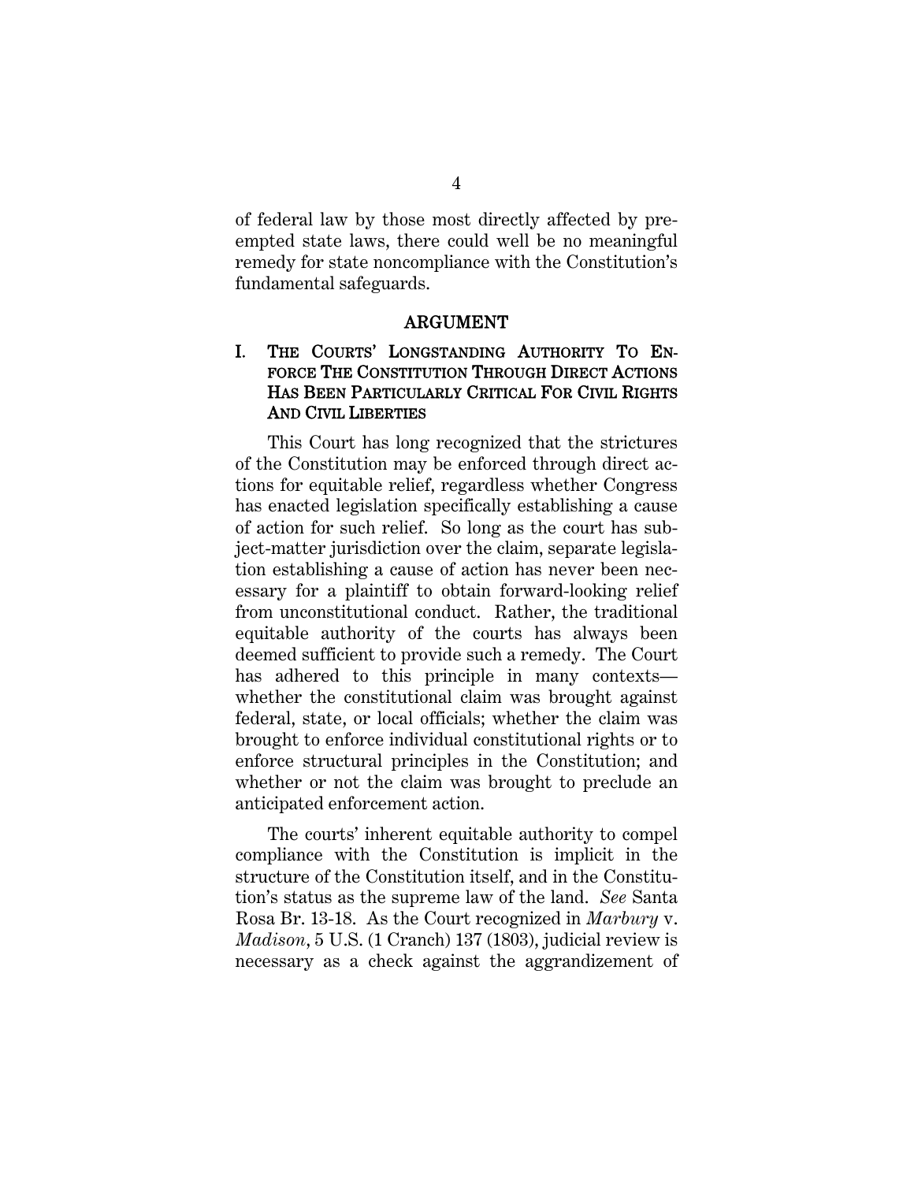of federal law by those most directly affected by preempted state laws, there could well be no meaningful remedy for state noncompliance with the Constitution's fundamental safeguards.

## ARGUMENT

### I. THE COURTS' LONGSTANDING AUTHORITY TO ENFORCE THE CONSTITUTION THROUGH DIRECT ACTIONS HAS BEEN PARTICULARLY CRITICAL FOR CIVIL RIGHTS AND CIVIL LIBERTIES

This Court has long recognized that the strictures of the Constitution may be enforced through direct actions for equitable relief, regardless whether Congress has enacted legislation specifically establishing a cause of action for such relief. So long as the court has subject-matter jurisdiction over the claim, separate legislation establishing a cause of action has never been necessary for a plaintiff to obtain forward-looking relief from unconstitutional conduct. Rather, the traditional equitable authority of the courts has always been deemed sufficient to provide such a remedy. The Court has adhered to this principle in many contexts—whether the constitutional claim was brought against federal, state, or local officials; whether the claim was brought to enforce individual constitutional rights or to enforce structural principles in the Constitution; and whether or not the claim was brought to preclude an anticipated enforcement action.

The courts' inherent equitable authority to compel compliance with the Constitution is implicit in the structure of the Constitution itself, and in the Constitution's status as the supreme law of the land. *See* Santa Rosa Br. 13-18. As the Court recognized in *Marbury* v. *Madison*, 5 U.S. (1 Cranch) 137 (1803), judicial review is necessary as a check against the aggrandizement of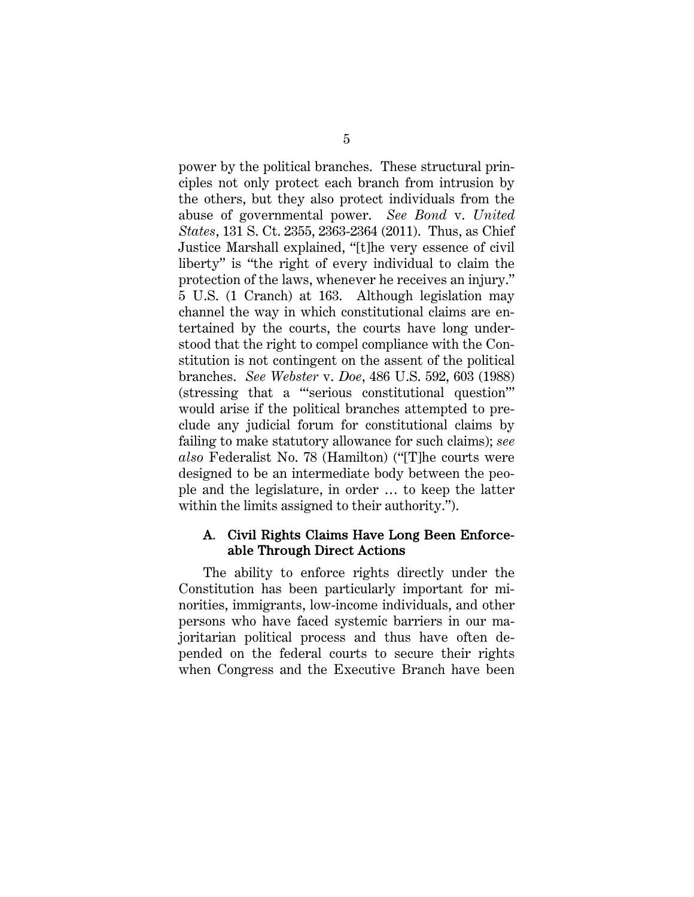power by the political branches. These structural principles not only protect each branch from intrusion by the others, but they also protect individuals from the abuse of governmental power. *See Bond* v. *United States*, 131 S. Ct. 2355, 2363-2364 (2011). Thus, as Chief Justice Marshall explained, "[t]he very essence of civil liberty" is "the right of every individual to claim the protection of the laws, whenever he receives an injury." 5 U.S. (1 Cranch) at 163. Although legislation may channel the way in which constitutional claims are entertained by the courts, the courts have long understood that the right to compel compliance with the Constitution is not contingent on the assent of the political branches. *See Webster* v. *Doe*, 486 U.S. 592, 603 (1988) (stressing that a "'serious constitutional question'" would arise if the political branches attempted to preclude any judicial forum for constitutional claims by failing to make statutory allowance for such claims); *see also* Federalist No. 78 (Hamilton) ("[T]he courts were designed to be an intermediate body between the people and the legislature, in order … to keep the latter within the limits assigned to their authority.").

### A. Civil Rights Claims Have Long Been Enforceable Through Direct Actions

The ability to enforce rights directly under the Constitution has been particularly important for minorities, immigrants, low-income individuals, and other persons who have faced systemic barriers in our majoritarian political process and thus have often depended on the federal courts to secure their rights when Congress and the Executive Branch have been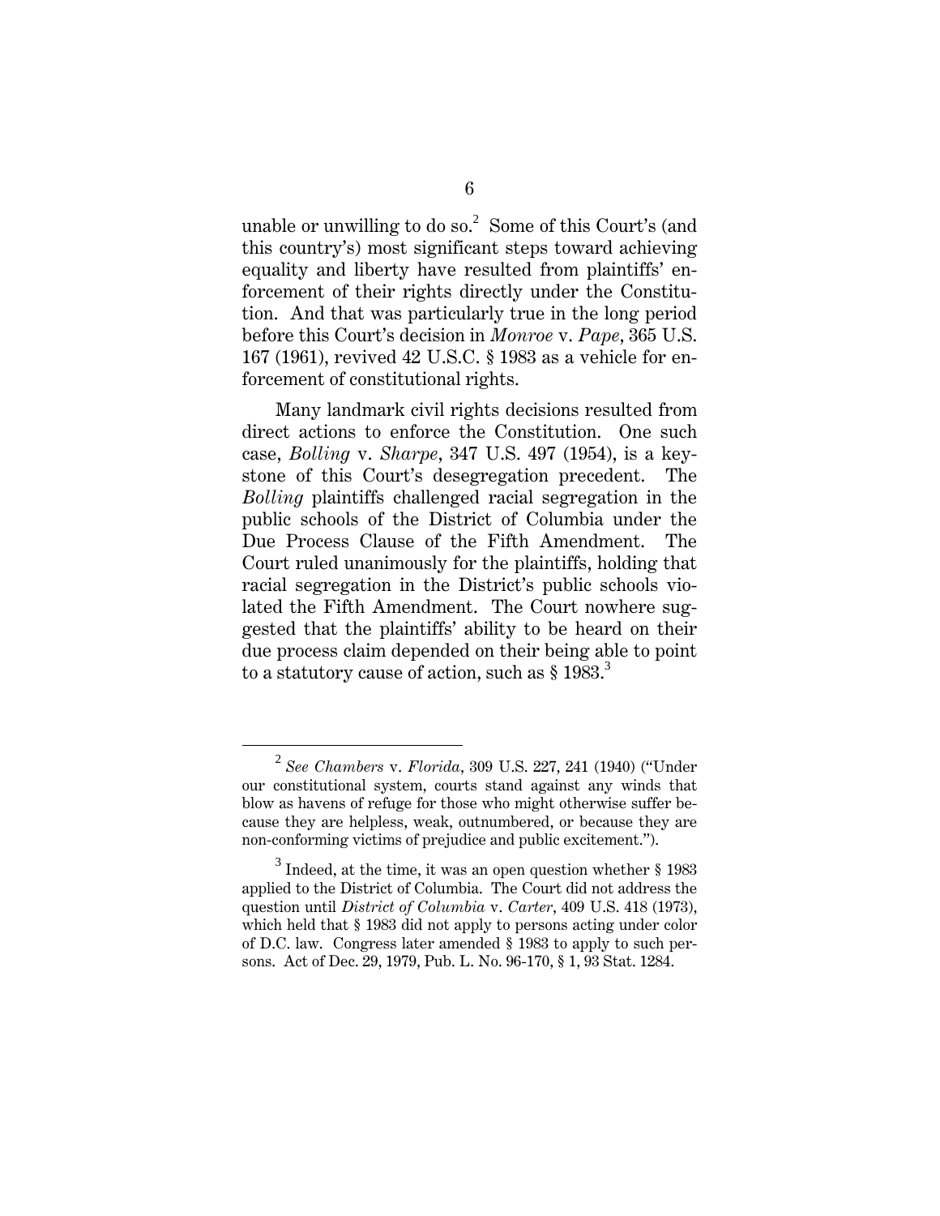unable or unwilling to do so.[2] Some of this Court's (and this country's) most significant steps toward achieving equality and liberty have resulted from plaintiffs' enforcement of their rights directly under the Constitution. And that was particularly true in the long period before this Court's decision in *Monroe* v. *Pape*, 365 U.S. 167 (1961), revived 42 U.S.C. § 1983 as a vehicle for enforcement of constitutional rights.

Many landmark civil rights decisions resulted from direct actions to enforce the Constitution. One such case, *Bolling* v. *Sharpe*, 347 U.S. 497 (1954), is a keystone of this Court's desegregation precedent. The *Bolling* plaintiffs challenged racial segregation in the public schools of the District of Columbia under the Due Process Clause of the Fifth Amendment. The Court ruled unanimously for the plaintiffs, holding that racial segregation in the District's public schools violated the Fifth Amendment. The Court nowhere suggested that the plaintiffs' ability to be heard on their due process claim depended on their being able to point to a statutory cause of action, such as § 1983.[3]

---

[2] *See Chambers* v. *Florida*, 309 U.S. 227, 241 (1940) ("Under our constitutional system, courts stand against any winds that blow as havens of refuge for those who might otherwise suffer because they are helpless, weak, outnumbered, or because they are non-conforming victims of prejudice and public excitement.").

[3] Indeed, at the time, it was an open question whether § 1983 applied to the District of Columbia. The Court did not address the question until *District of Columbia* v. *Carter*, 409 U.S. 418 (1973), which held that § 1983 did not apply to persons acting under color of D.C. law. Congress later amended § 1983 to apply to such persons. Act of Dec. 29, 1979, Pub. L. No. 96-170, § 1, 93 Stat. 1284.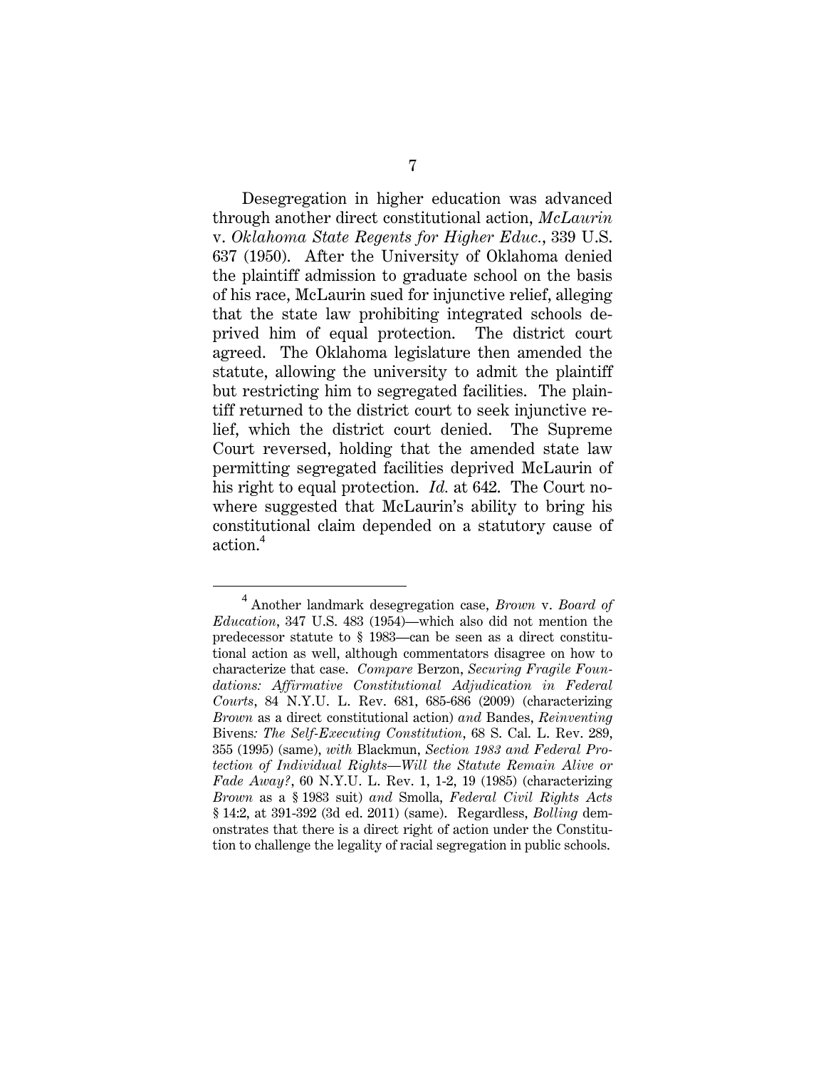Desegregation in higher education was advanced through another direct constitutional action, *McLaurin* v. *Oklahoma State Regents for Higher Educ.*, 339 U.S. 637 (1950). After the University of Oklahoma denied the plaintiff admission to graduate school on the basis of his race, McLaurin sued for injunctive relief, alleging that the state law prohibiting integrated schools deprived him of equal protection. The district court agreed. The Oklahoma legislature then amended the statute, allowing the university to admit the plaintiff but restricting him to segregated facilities. The plaintiff returned to the district court to seek injunctive relief, which the district court denied. The Supreme Court reversed, holding that the amended state law permitting segregated facilities deprived McLaurin of his right to equal protection. *Id.* at 642. The Court nowhere suggested that McLaurin's ability to bring his constitutional claim depended on a statutory cause of action.[4]

---

[4] Another landmark desegregation case, *Brown* v. *Board of Education*, 347 U.S. 483 (1954)—which also did not mention the predecessor statute to § 1983—can be seen as a direct constitutional action as well, although commentators disagree on how to characterize that case. *Compare* Berzon, *Securing Fragile Foundations: Affirmative Constitutional Adjudication in Federal Courts*, 84 N.Y.U. L. Rev. 681, 685-686 (2009) (characterizing *Brown* as a direct constitutional action) *and* Bandes, *Reinventing* Bivens*: The Self-Executing Constitution*, 68 S. Cal. L. Rev. 289, 355 (1995) (same), *with* Blackmun, *Section 1983 and Federal Protection of Individual Rights—Will the Statute Remain Alive or Fade Away?*, 60 N.Y.U. L. Rev. 1, 1-2, 19 (1985) (characterizing *Brown* as a § 1983 suit) *and* Smolla, *Federal Civil Rights Acts* § 14:2, at 391-392 (3d ed. 2011) (same). Regardless, *Bolling* demonstrates that there is a direct right of action under the Constitution to challenge the legality of racial segregation in public schools.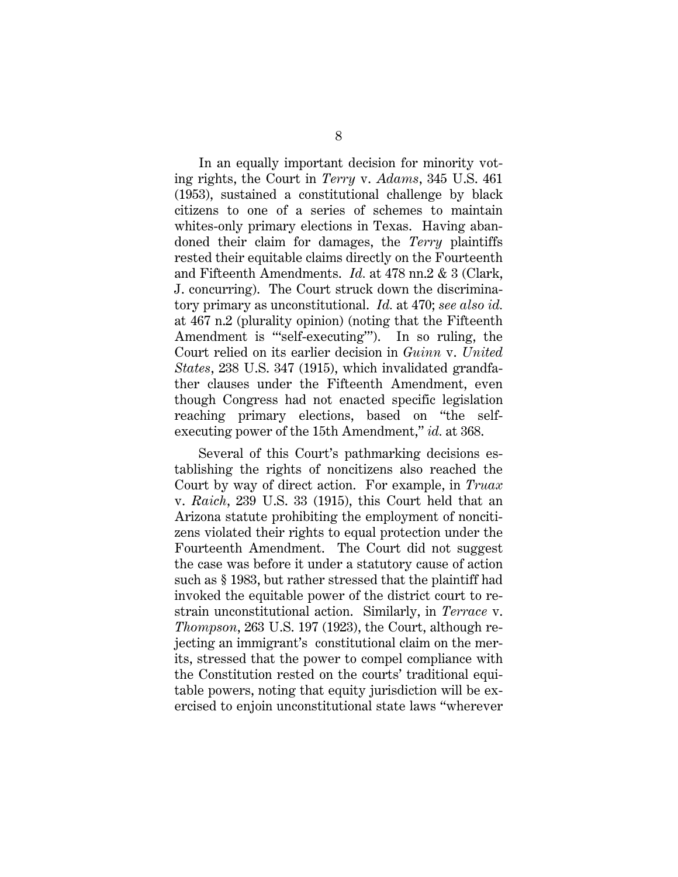In an equally important decision for minority voting rights, the Court in *Terry* v. *Adams*, 345 U.S. 461 (1953), sustained a constitutional challenge by black citizens to one of a series of schemes to maintain whites-only primary elections in Texas. Having abandoned their claim for damages, the *Terry* plaintiffs rested their equitable claims directly on the Fourteenth and Fifteenth Amendments. *Id.* at 478 nn.2 & 3 (Clark, J. concurring). The Court struck down the discriminatory primary as unconstitutional. *Id.* at 470; *see also id.* at 467 n.2 (plurality opinion) (noting that the Fifteenth Amendment is "'self-executing'"). In so ruling, the Court relied on its earlier decision in *Guinn* v. *United States*, 238 U.S. 347 (1915), which invalidated grandfather clauses under the Fifteenth Amendment, even though Congress had not enacted specific legislation reaching primary elections, based on "the self-executing power of the 15th Amendment," *id.* at 368.

Several of this Court's pathmarking decisions establishing the rights of noncitizens also reached the Court by way of direct action. For example, in *Truax* v. *Raich*, 239 U.S. 33 (1915), this Court held that an Arizona statute prohibiting the employment of noncitizens violated their rights to equal protection under the Fourteenth Amendment. The Court did not suggest the case was before it under a statutory cause of action such as § 1983, but rather stressed that the plaintiff had invoked the equitable power of the district court to restrain unconstitutional action. Similarly, in *Terrace* v. *Thompson*, 263 U.S. 197 (1923), the Court, although rejecting an immigrant's constitutional claim on the merits, stressed that the power to compel compliance with the Constitution rested on the courts' traditional equitable powers, noting that equity jurisdiction will be exercised to enjoin unconstitutional state laws "wherever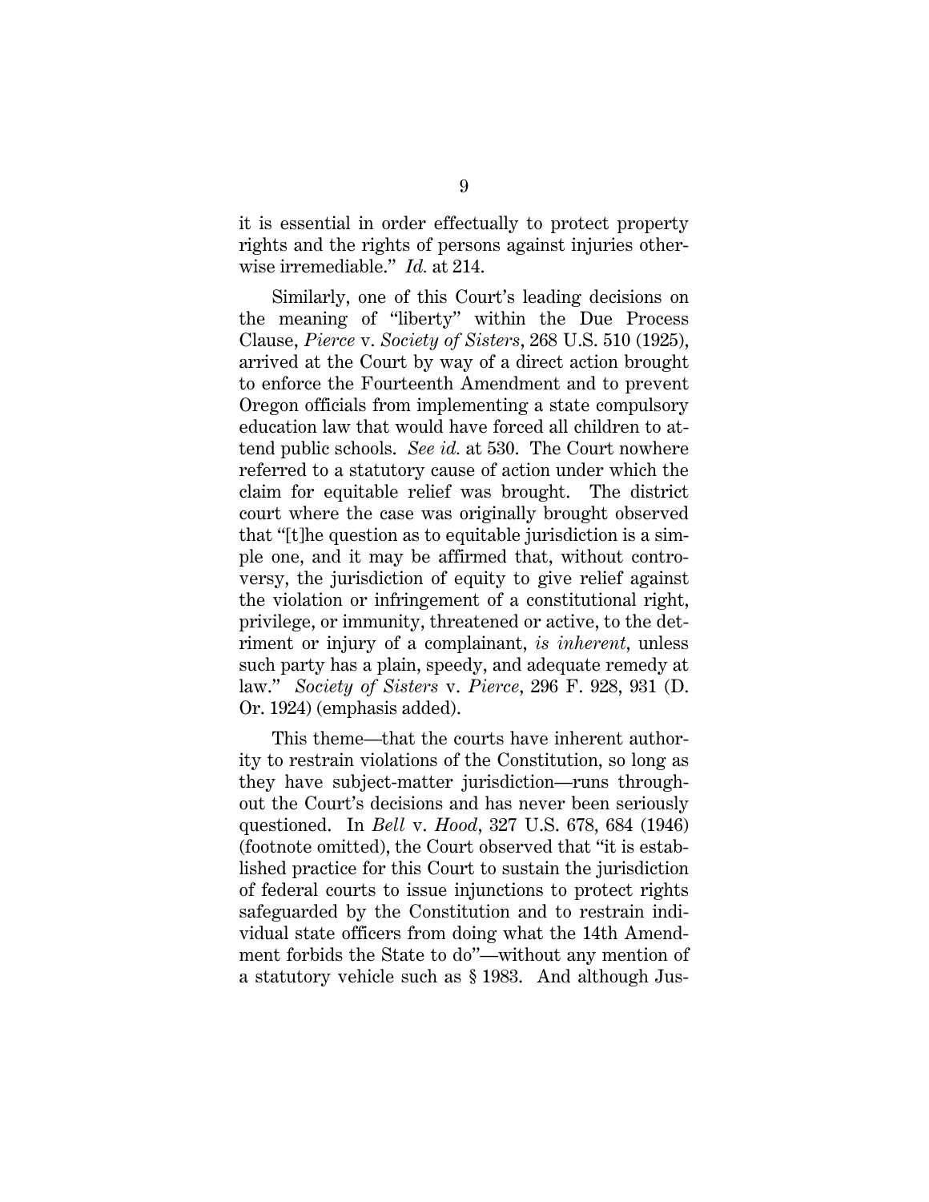it is essential in order effectually to protect property rights and the rights of persons against injuries otherwise irremediable." *Id.* at 214.

Similarly, one of this Court's leading decisions on the meaning of "liberty" within the Due Process Clause, *Pierce* v. *Society of Sisters*, 268 U.S. 510 (1925), arrived at the Court by way of a direct action brought to enforce the Fourteenth Amendment and to prevent Oregon officials from implementing a state compulsory education law that would have forced all children to attend public schools. *See id.* at 530. The Court nowhere referred to a statutory cause of action under which the claim for equitable relief was brought. The district court where the case was originally brought observed that "[t]he question as to equitable jurisdiction is a simple one, and it may be affirmed that, without controversy, the jurisdiction of equity to give relief against the violation or infringement of a constitutional right, privilege, or immunity, threatened or active, to the detriment or injury of a complainant, *is inherent*, unless such party has a plain, speedy, and adequate remedy at law." *Society of Sisters* v. *Pierce*, 296 F. 928, 931 (D. Or. 1924) (emphasis added).

This theme—that the courts have inherent authority to restrain violations of the Constitution, so long as they have subject-matter jurisdiction—runs throughout the Court's decisions and has never been seriously questioned. In *Bell* v. *Hood*, 327 U.S. 678, 684 (1946) (footnote omitted), the Court observed that "it is established practice for this Court to sustain the jurisdiction of federal courts to issue injunctions to protect rights safeguarded by the Constitution and to restrain individual state officers from doing what the 14th Amendment forbids the State to do"—without any mention of a statutory vehicle such as § 1983. And although Jus-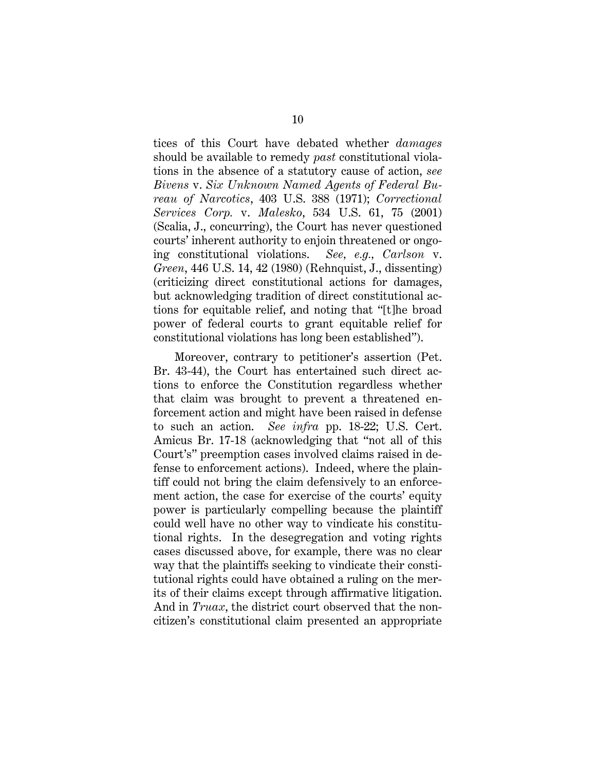tices of this Court have debated whether *damages* should be available to remedy *past* constitutional violations in the absence of a statutory cause of action, *see Bivens* v. *Six Unknown Named Agents of Federal Bureau of Narcotics*, 403 U.S. 388 (1971); *Correctional Services Corp.* v. *Malesko*, 534 U.S. 61, 75 (2001) (Scalia, J., concurring), the Court has never questioned courts' inherent authority to enjoin threatened or ongoing constitutional violations. *See, e.g., Carlson* v. *Green*, 446 U.S. 14, 42 (1980) (Rehnquist, J., dissenting) (criticizing direct constitutional actions for damages, but acknowledging tradition of direct constitutional actions for equitable relief, and noting that "[t]he broad power of federal courts to grant equitable relief for constitutional violations has long been established").

Moreover, contrary to petitioner's assertion (Pet. Br. 43-44), the Court has entertained such direct actions to enforce the Constitution regardless whether that claim was brought to prevent a threatened enforcement action and might have been raised in defense to such an action. *See infra* pp. 18-22; U.S. Cert. Amicus Br. 17-18 (acknowledging that "not all of this Court's" preemption cases involved claims raised in defense to enforcement actions). Indeed, where the plaintiff could not bring the claim defensively to an enforcement action, the case for exercise of the courts' equity power is particularly compelling because the plaintiff could well have no other way to vindicate his constitutional rights. In the desegregation and voting rights cases discussed above, for example, there was no clear way that the plaintiffs seeking to vindicate their constitutional rights could have obtained a ruling on the merits of their claims except through affirmative litigation. And in *Truax*, the district court observed that the noncitizen's constitutional claim presented an appropriate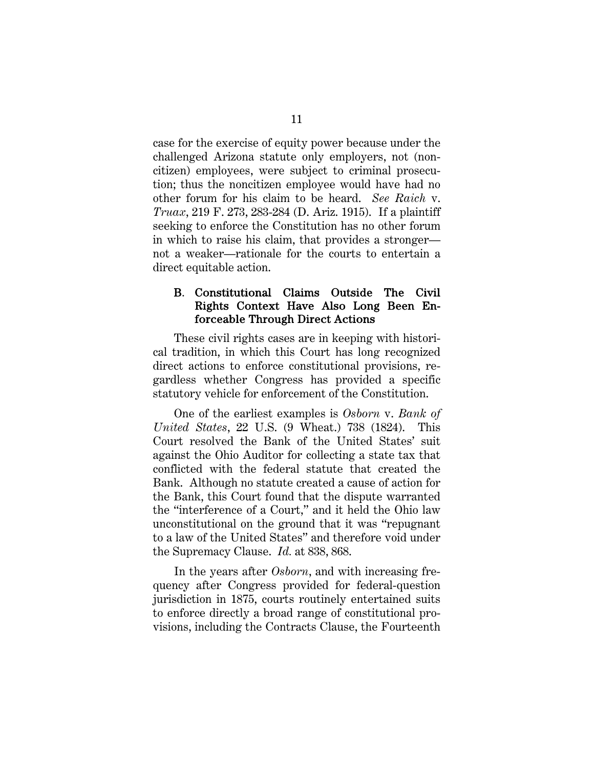case for the exercise of equity power because under the challenged Arizona statute only employers, not (noncitizen) employees, were subject to criminal prosecution; thus the noncitizen employee would have had no other forum for his claim to be heard. *See Raich* v. *Truax*, 219 F. 273, 283-284 (D. Ariz. 1915). If a plaintiff seeking to enforce the Constitution has no other forum in which to raise his claim, that provides a stronger—not a weaker—rationale for the courts to entertain a direct equitable action.

### B. Constitutional Claims Outside The Civil Rights Context Have Also Long Been Enforceable Through Direct Actions

These civil rights cases are in keeping with historical tradition, in which this Court has long recognized direct actions to enforce constitutional provisions, regardless whether Congress has provided a specific statutory vehicle for enforcement of the Constitution.

One of the earliest examples is *Osborn* v. *Bank of United States*, 22 U.S. (9 Wheat.) 738 (1824). This Court resolved the Bank of the United States' suit against the Ohio Auditor for collecting a state tax that conflicted with the federal statute that created the Bank. Although no statute created a cause of action for the Bank, this Court found that the dispute warranted the "interference of a Court," and it held the Ohio law unconstitutional on the ground that it was "repugnant to a law of the United States" and therefore void under the Supremacy Clause. *Id.* at 838, 868.

In the years after *Osborn*, and with increasing frequency after Congress provided for federal-question jurisdiction in 1875, courts routinely entertained suits to enforce directly a broad range of constitutional provisions, including the Contracts Clause, the Fourteenth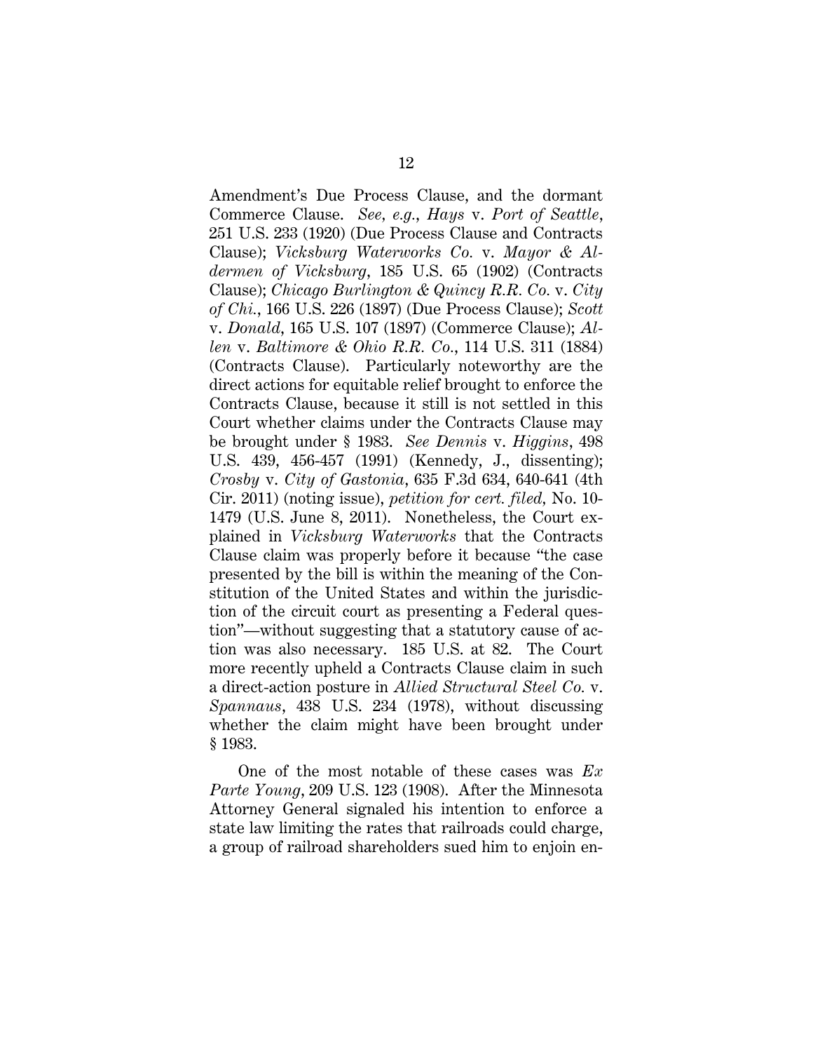Amendment's Due Process Clause, and the dormant Commerce Clause. *See, e.g.*, *Hays* v. *Port of Seattle*, 251 U.S. 233 (1920) (Due Process Clause and Contracts Clause); *Vicksburg Waterworks Co.* v. *Mayor & Aldermen of Vicksburg*, 185 U.S. 65 (1902) (Contracts Clause); *Chicago Burlington & Quincy R.R. Co.* v. *City of Chi.*, 166 U.S. 226 (1897) (Due Process Clause); *Scott* v. *Donald*, 165 U.S. 107 (1897) (Commerce Clause); *Allen* v. *Baltimore & Ohio R.R. Co.*, 114 U.S. 311 (1884) (Contracts Clause). Particularly noteworthy are the direct actions for equitable relief brought to enforce the Contracts Clause, because it still is not settled in this Court whether claims under the Contracts Clause may be brought under § 1983. *See Dennis* v. *Higgins*, 498 U.S. 439, 456-457 (1991) (Kennedy, J., dissenting); *Crosby* v. *City of Gastonia*, 635 F.3d 634, 640-641 (4th Cir. 2011) (noting issue), *petition for cert. filed*, No. 10-1479 (U.S. June 8, 2011). Nonetheless, the Court explained in *Vicksburg Waterworks* that the Contracts Clause claim was properly before it because "the case presented by the bill is within the meaning of the Constitution of the United States and within the jurisdiction of the circuit court as presenting a Federal question"—without suggesting that a statutory cause of action was also necessary. 185 U.S. at 82. The Court more recently upheld a Contracts Clause claim in such a direct-action posture in *Allied Structural Steel Co.* v. *Spannaus*, 438 U.S. 234 (1978), without discussing whether the claim might have been brought under § 1983.

One of the most notable of these cases was *Ex Parte Young*, 209 U.S. 123 (1908). After the Minnesota Attorney General signaled his intention to enforce a state law limiting the rates that railroads could charge, a group of railroad shareholders sued him to enjoin en-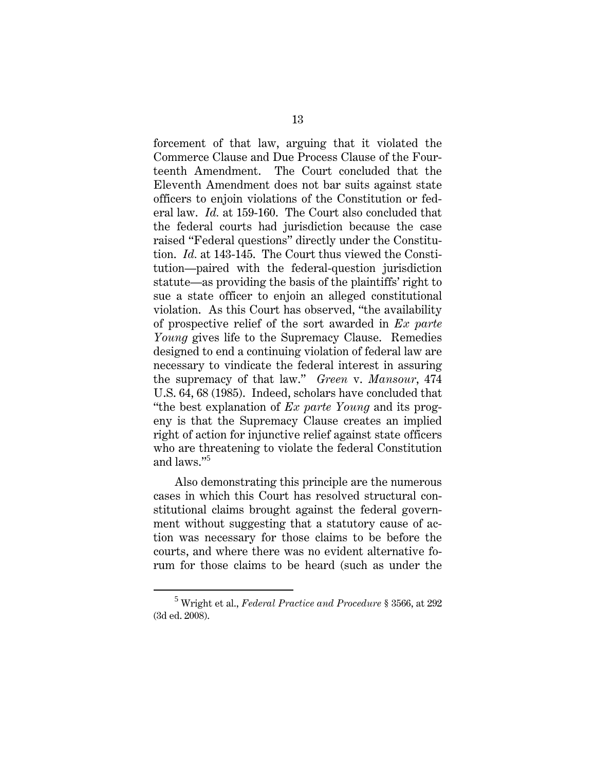forcement of that law, arguing that it violated the Commerce Clause and Due Process Clause of the Fourteenth Amendment. The Court concluded that the Eleventh Amendment does not bar suits against state officers to enjoin violations of the Constitution or federal law. *Id.* at 159-160. The Court also concluded that the federal courts had jurisdiction because the case raised "Federal questions" directly under the Constitution. *Id.* at 143-145. The Court thus viewed the Constitution—paired with the federal-question jurisdiction statute—as providing the basis of the plaintiffs' right to sue a state officer to enjoin an alleged constitutional violation. As this Court has observed, "the availability of prospective relief of the sort awarded in *Ex parte Young* gives life to the Supremacy Clause. Remedies designed to end a continuing violation of federal law are necessary to vindicate the federal interest in assuring the supremacy of that law." *Green* v. *Mansour*, 474 U.S. 64, 68 (1985). Indeed, scholars have concluded that "the best explanation of *Ex parte Young* and its progeny is that the Supremacy Clause creates an implied right of action for injunctive relief against state officers who are threatening to violate the federal Constitution and laws."[5]

Also demonstrating this principle are the numerous cases in which this Court has resolved structural constitutional claims brought against the federal government without suggesting that a statutory cause of action was necessary for those claims to be before the courts, and where there was no evident alternative forum for those claims to be heard (such as under the

---

[5] Wright et al., *Federal Practice and Procedure* § 3566, at 292 (3d ed. 2008).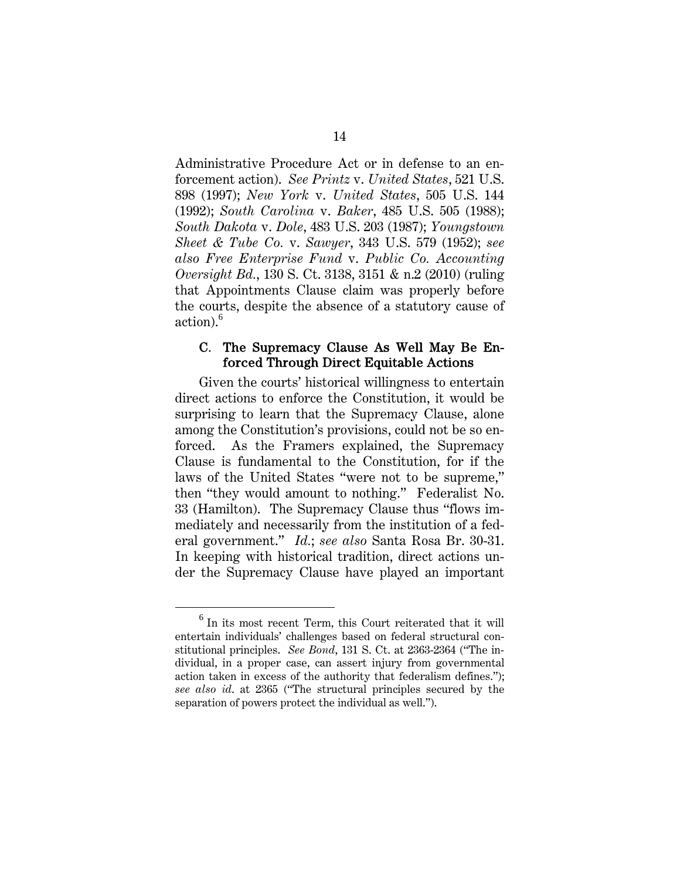Administrative Procedure Act or in defense to an enforcement action). *See Printz* v. *United States*, 521 U.S. 898 (1997); *New York* v. *United States*, 505 U.S. 144 (1992); *South Carolina* v. *Baker*, 485 U.S. 505 (1988); *South Dakota* v. *Dole*, 483 U.S. 203 (1987); *Youngstown Sheet & Tube Co.* v. *Sawyer*, 343 U.S. 579 (1952); *see also Free Enterprise Fund* v. *Public Co. Accounting Oversight Bd.*, 130 S. Ct. 3138, 3151 & n.2 (2010) (ruling that Appointments Clause claim was properly before the courts, despite the absence of a statutory cause of action).[6]

### C. The Supremacy Clause As Well May Be Enforced Through Direct Equitable Actions

Given the courts' historical willingness to entertain direct actions to enforce the Constitution, it would be surprising to learn that the Supremacy Clause, alone among the Constitution's provisions, could not be so enforced. As the Framers explained, the Supremacy Clause is fundamental to the Constitution, for if the laws of the United States "were not to be supreme," then "they would amount to nothing." Federalist No. 33 (Hamilton). The Supremacy Clause thus "flows immediately and necessarily from the institution of a federal government." *Id.*; *see also* Santa Rosa Br. 30-31. In keeping with historical tradition, direct actions under the Supremacy Clause have played an important

---

[6] In its most recent Term, this Court reiterated that it will entertain individuals' challenges based on federal structural constitutional principles. *See Bond*, 131 S. Ct. at 2363-2364 ("The individual, in a proper case, can assert injury from governmental action taken in excess of the authority that federalism defines."); *see also id.* at 2365 ("The structural principles secured by the separation of powers protect the individual as well.").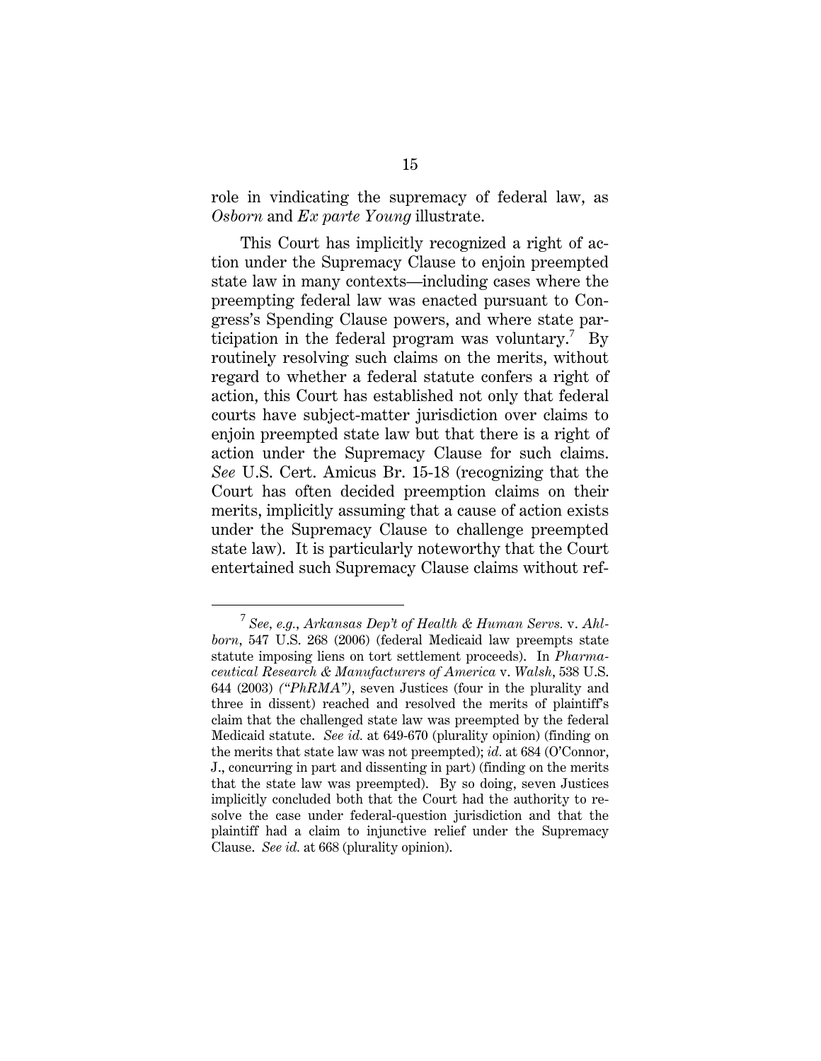role in vindicating the supremacy of federal law, as *Osborn* and *Ex parte Young* illustrate.

This Court has implicitly recognized a right of action under the Supremacy Clause to enjoin preempted state law in many contexts—including cases where the preempting federal law was enacted pursuant to Congress's Spending Clause powers, and where state participation in the federal program was voluntary.[7] By routinely resolving such claims on the merits, without regard to whether a federal statute confers a right of action, this Court has established not only that federal courts have subject-matter jurisdiction over claims to enjoin preempted state law but that there is a right of action under the Supremacy Clause for such claims. *See* U.S. Cert. Amicus Br. 15-18 (recognizing that the Court has often decided preemption claims on their merits, implicitly assuming that a cause of action exists under the Supremacy Clause to challenge preempted state law). It is particularly noteworthy that the Court entertained such Supremacy Clause claims without ref-

---

[7] *See, e.g., Arkansas Dep't of Health & Human Servs.* v. *Ahlborn*, 547 U.S. 268 (2006) (federal Medicaid law preempts state statute imposing liens on tort settlement proceeds). In *Pharmaceutical Research & Manufacturers of America* v. *Walsh*, 538 U.S. 644 (2003) *("PhRMA")*, seven Justices (four in the plurality and three in dissent) reached and resolved the merits of plaintiff's claim that the challenged state law was preempted by the federal Medicaid statute. *See id.* at 649-670 (plurality opinion) (finding on the merits that state law was not preempted); *id.* at 684 (O'Connor, J., concurring in part and dissenting in part) (finding on the merits that the state law was preempted). By so doing, seven Justices implicitly concluded both that the Court had the authority to resolve the case under federal-question jurisdiction and that the plaintiff had a claim to injunctive relief under the Supremacy Clause. *See id.* at 668 (plurality opinion).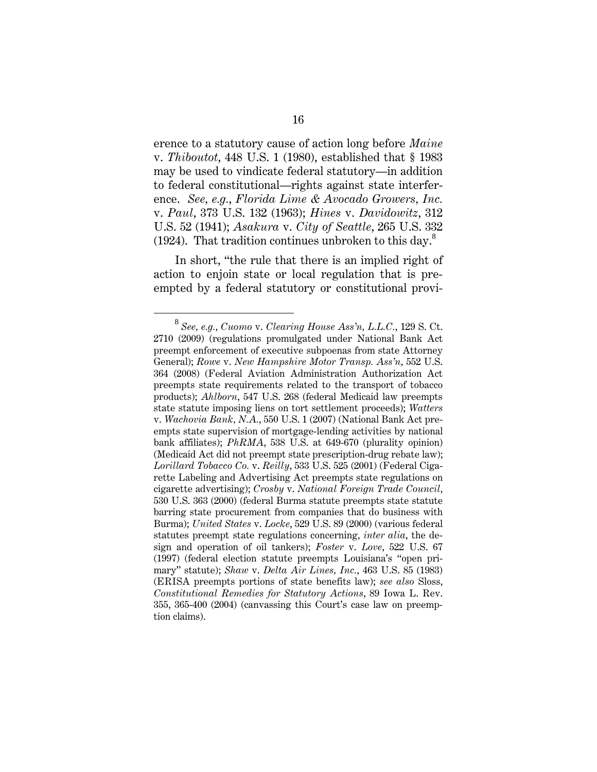erence to a statutory cause of action long before *Maine* v. *Thiboutot*, 448 U.S. 1 (1980), established that § 1983 may be used to vindicate federal statutory—in addition to federal constitutional—rights against state interference. *See, e.g.*, *Florida Lime & Avocado Growers, Inc.* v. *Paul*, 373 U.S. 132 (1963); *Hines* v. *Davidowitz*, 312 U.S. 52 (1941); *Asakura* v. *City of Seattle*, 265 U.S. 332 (1924). That tradition continues unbroken to this day.[8]

In short, "the rule that there is an implied right of action to enjoin state or local regulation that is preempted by a federal statutory or constitutional provi-

---

[8] *See, e.g.*, *Cuomo* v. *Clearing House Ass'n, L.L.C.*, 129 S. Ct. 2710 (2009) (regulations promulgated under National Bank Act preempt enforcement of executive subpoenas from state Attorney General); *Rowe* v. *New Hampshire Motor Transp. Ass'n*, 552 U.S. 364 (2008) (Federal Aviation Administration Authorization Act preempts state requirements related to the transport of tobacco products); *Ahlborn*, 547 U.S. 268 (federal Medicaid law preempts state statute imposing liens on tort settlement proceeds); *Watters* v. *Wachovia Bank, N.A.*, 550 U.S. 1 (2007) (National Bank Act preempts state supervision of mortgage-lending activities by national bank affiliates); *PhRMA*, 538 U.S. at 649-670 (plurality opinion) (Medicaid Act did not preempt state prescription-drug rebate law); *Lorillard Tobacco Co.* v. *Reilly*, 533 U.S. 525 (2001) (Federal Cigarette Labeling and Advertising Act preempts state regulations on cigarette advertising); *Crosby* v. *National Foreign Trade Council*, 530 U.S. 363 (2000) (federal Burma statute preempts state statute barring state procurement from companies that do business with Burma); *United States* v. *Locke*, 529 U.S. 89 (2000) (various federal statutes preempt state regulations concerning, *inter alia*, the design and operation of oil tankers); *Foster* v. *Love*, 522 U.S. 67 (1997) (federal election statute preempts Louisiana's "open primary" statute); *Shaw* v. *Delta Air Lines, Inc.*, 463 U.S. 85 (1983) (ERISA preempts portions of state benefits law); *see also* Sloss, *Constitutional Remedies for Statutory Actions*, 89 Iowa L. Rev. 355, 365-400 (2004) (canvassing this Court's case law on preemption claims).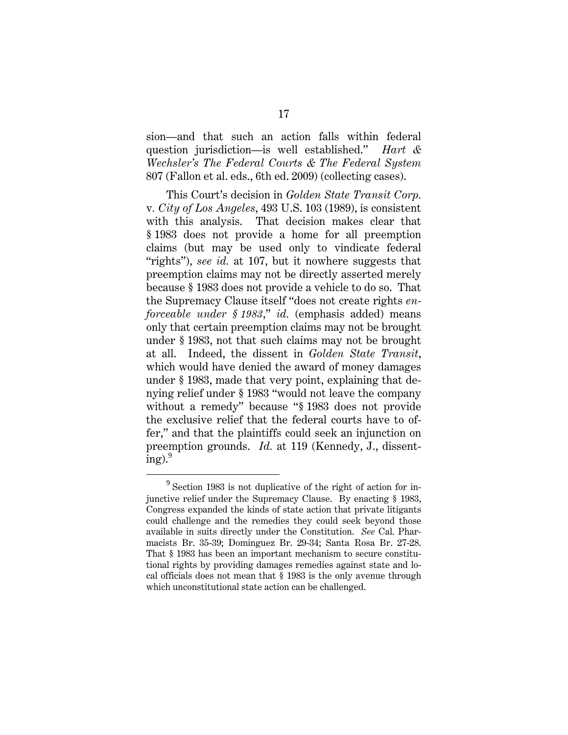sion—and that such an action falls within federal question jurisdiction—is well established." *Hart & Wechsler's The Federal Courts & The Federal System* 807 (Fallon et al. eds., 6th ed. 2009) (collecting cases).

This Court's decision in *Golden State Transit Corp.* v. *City of Los Angeles*, 493 U.S. 103 (1989), is consistent with this analysis. That decision makes clear that § 1983 does not provide a home for all preemption claims (but may be used only to vindicate federal "rights"), *see id.* at 107, but it nowhere suggests that preemption claims may not be directly asserted merely because § 1983 does not provide a vehicle to do so. That the Supremacy Clause itself "does not create rights *enforceable under § 1983*," *id.* (emphasis added) means only that certain preemption claims may not be brought under § 1983, not that such claims may not be brought at all. Indeed, the dissent in *Golden State Transit*, which would have denied the award of money damages under § 1983, made that very point, explaining that denying relief under § 1983 "would not leave the company without a remedy" because "§ 1983 does not provide the exclusive relief that the federal courts have to offer," and that the plaintiffs could seek an injunction on preemption grounds. *Id.* at 119 (Kennedy, J., dissenting).[9]

---

[9] Section 1983 is not duplicative of the right of action for injunctive relief under the Supremacy Clause. By enacting § 1983, Congress expanded the kinds of state action that private litigants could challenge and the remedies they could seek beyond those available in suits directly under the Constitution. *See* Cal. Pharmacists Br. 35-39; Dominguez Br. 29-34; Santa Rosa Br. 27-28. That § 1983 has been an important mechanism to secure constitutional rights by providing damages remedies against state and local officials does not mean that § 1983 is the only avenue through which unconstitutional state action can be challenged.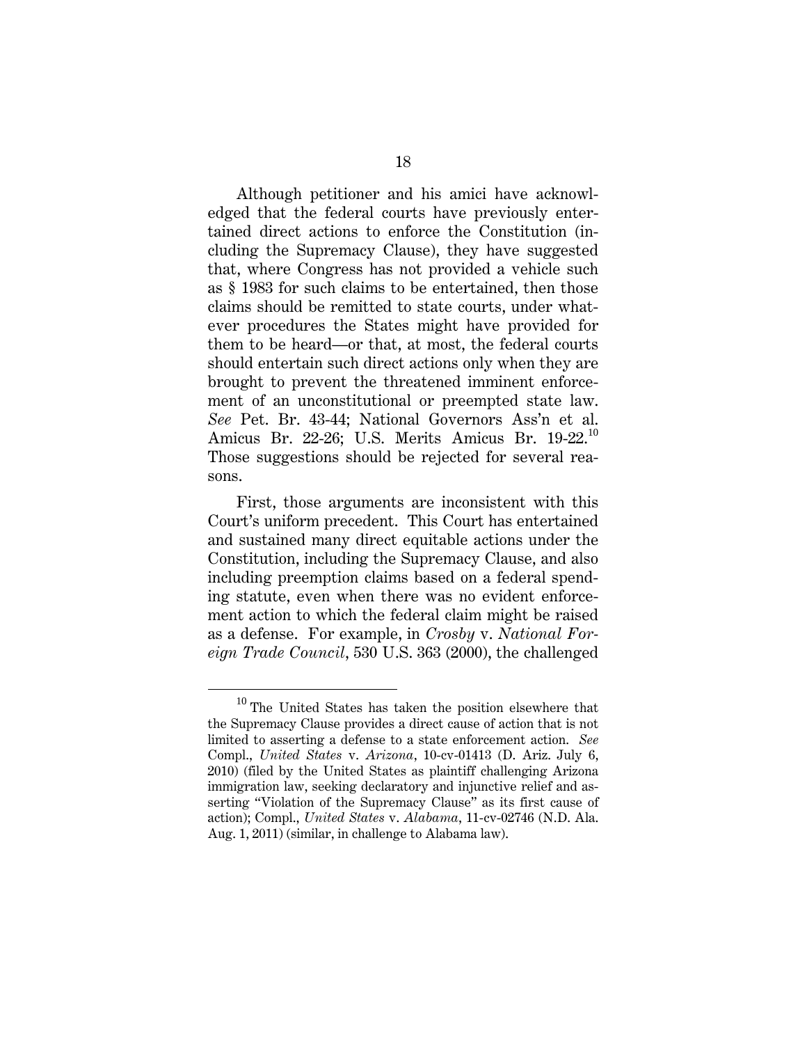Although petitioner and his amici have acknowledged that the federal courts have previously entertained direct actions to enforce the Constitution (including the Supremacy Clause), they have suggested that, where Congress has not provided a vehicle such as § 1983 for such claims to be entertained, then those claims should be remitted to state courts, under whatever procedures the States might have provided for them to be heard—or that, at most, the federal courts should entertain such direct actions only when they are brought to prevent the threatened imminent enforcement of an unconstitutional or preempted state law. *See* Pet. Br. 43-44; National Governors Ass'n et al. Amicus Br. 22-26; U.S. Merits Amicus Br. 19-22.[10] Those suggestions should be rejected for several reasons.

First, those arguments are inconsistent with this Court's uniform precedent. This Court has entertained and sustained many direct equitable actions under the Constitution, including the Supremacy Clause, and also including preemption claims based on a federal spending statute, even when there was no evident enforcement action to which the federal claim might be raised as a defense. For example, in *Crosby* v. *National Foreign Trade Council*, 530 U.S. 363 (2000), the challenged

---

[10] The United States has taken the position elsewhere that the Supremacy Clause provides a direct cause of action that is not limited to asserting a defense to a state enforcement action. *See* Compl., *United States* v. *Arizona*, 10-cv-01413 (D. Ariz. July 6, 2010) (filed by the United States as plaintiff challenging Arizona immigration law, seeking declaratory and injunctive relief and asserting "Violation of the Supremacy Clause" as its first cause of action); Compl., *United States* v. *Alabama*, 11-cv-02746 (N.D. Ala. Aug. 1, 2011) (similar, in challenge to Alabama law).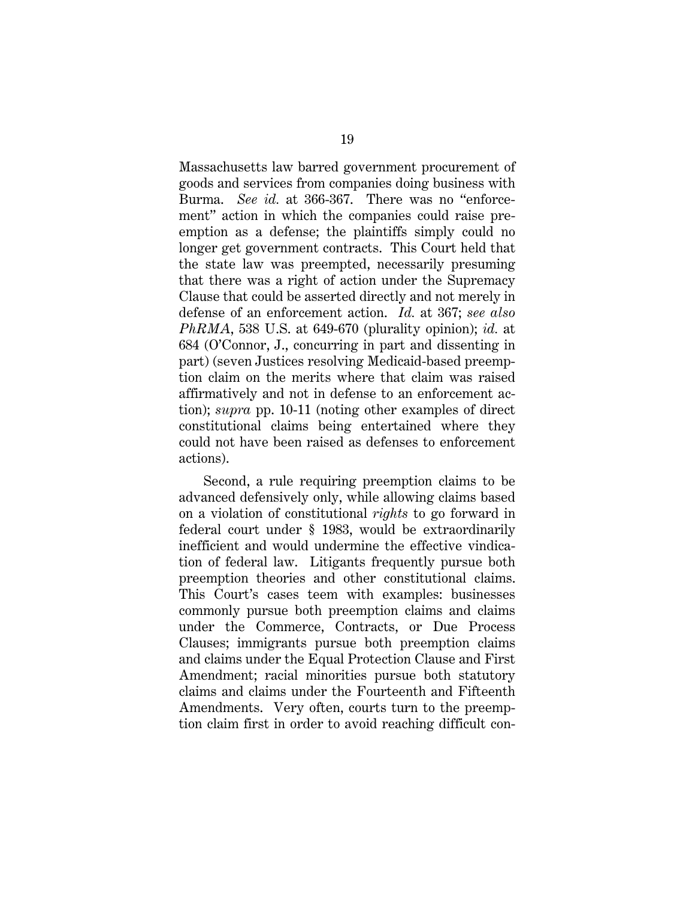Massachusetts law barred government procurement of goods and services from companies doing business with Burma. *See id.* at 366-367. There was no "enforcement" action in which the companies could raise preemption as a defense; the plaintiffs simply could no longer get government contracts. This Court held that the state law was preempted, necessarily presuming that there was a right of action under the Supremacy Clause that could be asserted directly and not merely in defense of an enforcement action. *Id.* at 367; *see also PhRMA*, 538 U.S. at 649-670 (plurality opinion); *id.* at 684 (O'Connor, J., concurring in part and dissenting in part) (seven Justices resolving Medicaid-based preemption claim on the merits where that claim was raised affirmatively and not in defense to an enforcement action); *supra* pp. 10-11 (noting other examples of direct constitutional claims being entertained where they could not have been raised as defenses to enforcement actions).

Second, a rule requiring preemption claims to be advanced defensively only, while allowing claims based on a violation of constitutional *rights* to go forward in federal court under § 1983, would be extraordinarily inefficient and would undermine the effective vindication of federal law. Litigants frequently pursue both preemption theories and other constitutional claims. This Court's cases teem with examples: businesses commonly pursue both preemption claims and claims under the Commerce, Contracts, or Due Process Clauses; immigrants pursue both preemption claims and claims under the Equal Protection Clause and First Amendment; racial minorities pursue both statutory claims and claims under the Fourteenth and Fifteenth Amendments. Very often, courts turn to the preemption claim first in order to avoid reaching difficult con-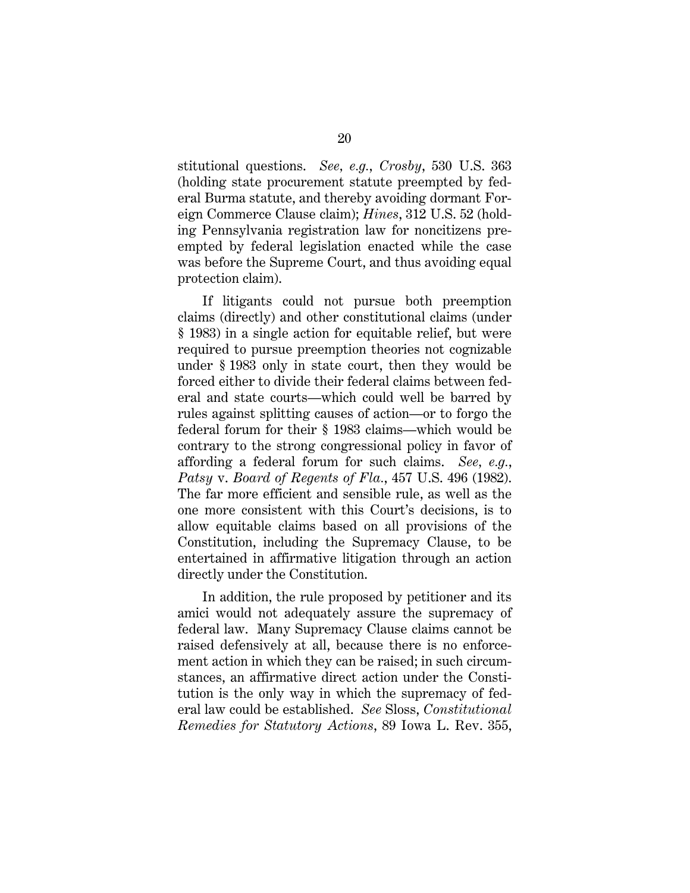stitutional questions. *See, e.g.*, *Crosby*, 530 U.S. 363 (holding state procurement statute preempted by federal Burma statute, and thereby avoiding dormant Foreign Commerce Clause claim); *Hines*, 312 U.S. 52 (holding Pennsylvania registration law for noncitizens preempted by federal legislation enacted while the case was before the Supreme Court, and thus avoiding equal protection claim).

If litigants could not pursue both preemption claims (directly) and other constitutional claims (under § 1983) in a single action for equitable relief, but were required to pursue preemption theories not cognizable under § 1983 only in state court, then they would be forced either to divide their federal claims between federal and state courts—which could well be barred by rules against splitting causes of action—or to forgo the federal forum for their § 1983 claims—which would be contrary to the strong congressional policy in favor of affording a federal forum for such claims. *See, e.g.*, *Patsy* v. *Board of Regents of Fla.*, 457 U.S. 496 (1982). The far more efficient and sensible rule, as well as the one more consistent with this Court's decisions, is to allow equitable claims based on all provisions of the Constitution, including the Supremacy Clause, to be entertained in affirmative litigation through an action directly under the Constitution.

In addition, the rule proposed by petitioner and its amici would not adequately assure the supremacy of federal law. Many Supremacy Clause claims cannot be raised defensively at all, because there is no enforcement action in which they can be raised; in such circumstances, an affirmative direct action under the Constitution is the only way in which the supremacy of federal law could be established. *See* Sloss, *Constitutional Remedies for Statutory Actions*, 89 Iowa L. Rev. 355,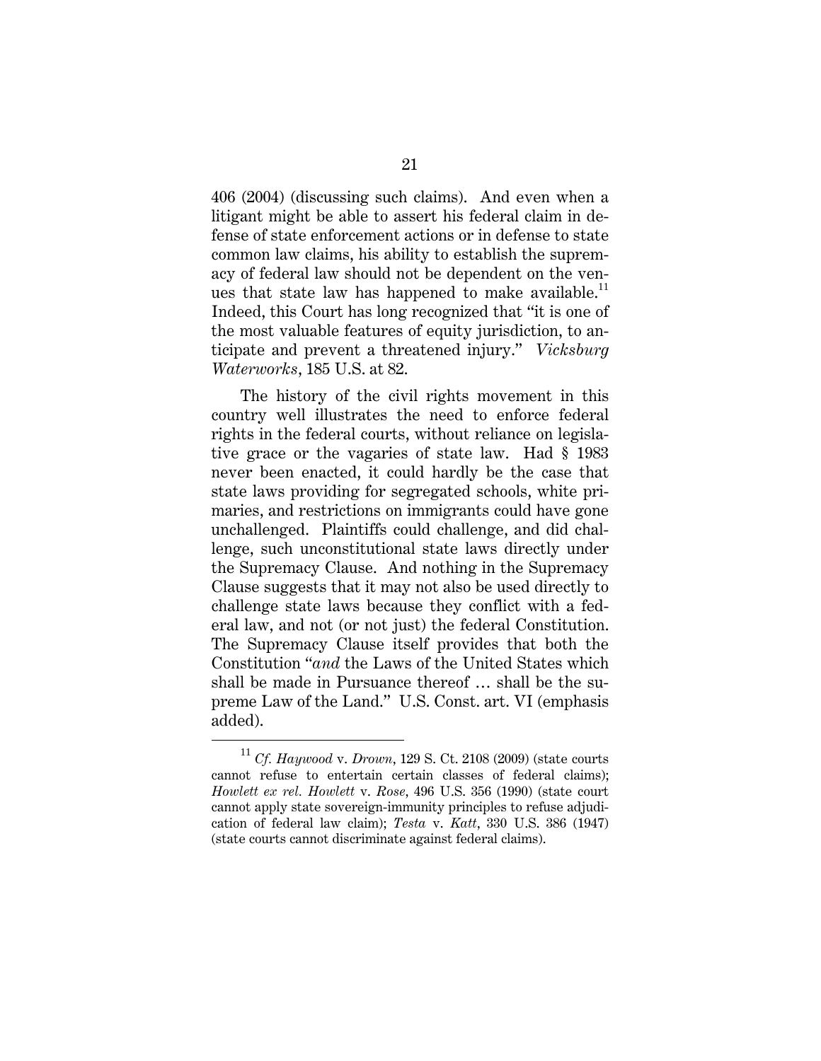406 (2004) (discussing such claims). And even when a litigant might be able to assert his federal claim in defense of state enforcement actions or in defense to state common law claims, his ability to establish the supremacy of federal law should not be dependent on the venues that state law has happened to make available.[11] Indeed, this Court has long recognized that "it is one of the most valuable features of equity jurisdiction, to anticipate and prevent a threatened injury." *Vicksburg Waterworks*, 185 U.S. at 82.

The history of the civil rights movement in this country well illustrates the need to enforce federal rights in the federal courts, without reliance on legislative grace or the vagaries of state law. Had § 1983 never been enacted, it could hardly be the case that state laws providing for segregated schools, white primaries, and restrictions on immigrants could have gone unchallenged. Plaintiffs could challenge, and did challenge, such unconstitutional state laws directly under the Supremacy Clause. And nothing in the Supremacy Clause suggests that it may not also be used directly to challenge state laws because they conflict with a federal law, and not (or not just) the federal Constitution. The Supremacy Clause itself provides that both the Constitution "*and* the Laws of the United States which shall be made in Pursuance thereof … shall be the supreme Law of the Land." U.S. Const. art. VI (emphasis added).

---

[11] *Cf. Haywood* v. *Drown*, 129 S. Ct. 2108 (2009) (state courts cannot refuse to entertain certain classes of federal claims); *Howlett ex rel. Howlett* v. *Rose*, 496 U.S. 356 (1990) (state court cannot apply state sovereign-immunity principles to refuse adjudication of federal law claim); *Testa* v. *Katt*, 330 U.S. 386 (1947) (state courts cannot discriminate against federal claims).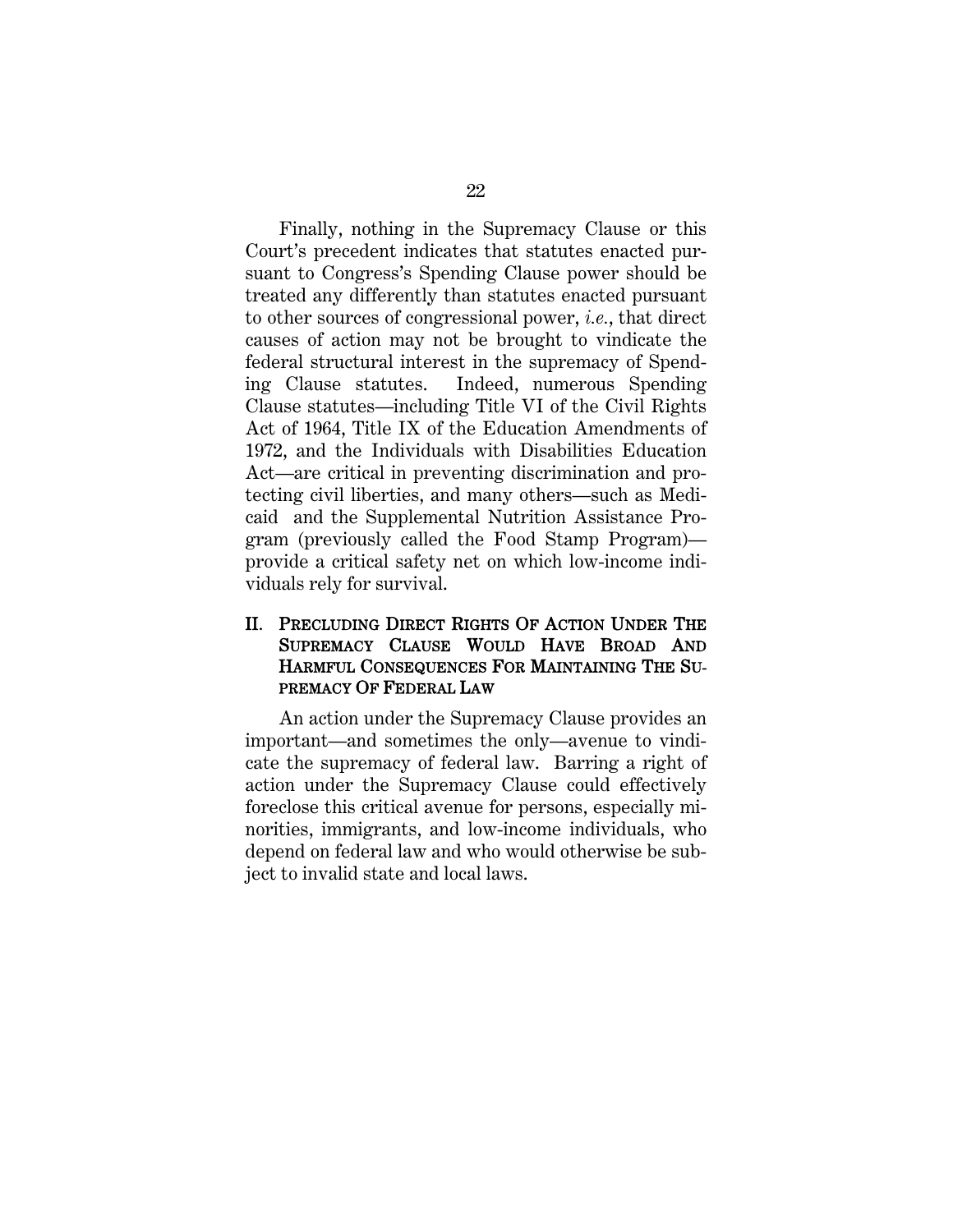Finally, nothing in the Supremacy Clause or this Court's precedent indicates that statutes enacted pursuant to Congress's Spending Clause power should be treated any differently than statutes enacted pursuant to other sources of congressional power, *i.e.*, that direct causes of action may not be brought to vindicate the federal structural interest in the supremacy of Spending Clause statutes. Indeed, numerous Spending Clause statutes—including Title VI of the Civil Rights Act of 1964, Title IX of the Education Amendments of 1972, and the Individuals with Disabilities Education Act—are critical in preventing discrimination and protecting civil liberties, and many others—such as Medicaid and the Supplemental Nutrition Assistance Program (previously called the Food Stamp Program)—provide a critical safety net on which low-income individuals rely for survival.

## II. PRECLUDING DIRECT RIGHTS OF ACTION UNDER THE SUPREMACY CLAUSE WOULD HAVE BROAD AND HARMFUL CONSEQUENCES FOR MAINTAINING THE SUPREMACY OF FEDERAL LAW

An action under the Supremacy Clause provides an important—and sometimes the only—avenue to vindicate the supremacy of federal law. Barring a right of action under the Supremacy Clause could effectively foreclose this critical avenue for persons, especially minorities, immigrants, and low-income individuals, who depend on federal law and who would otherwise be subject to invalid state and local laws.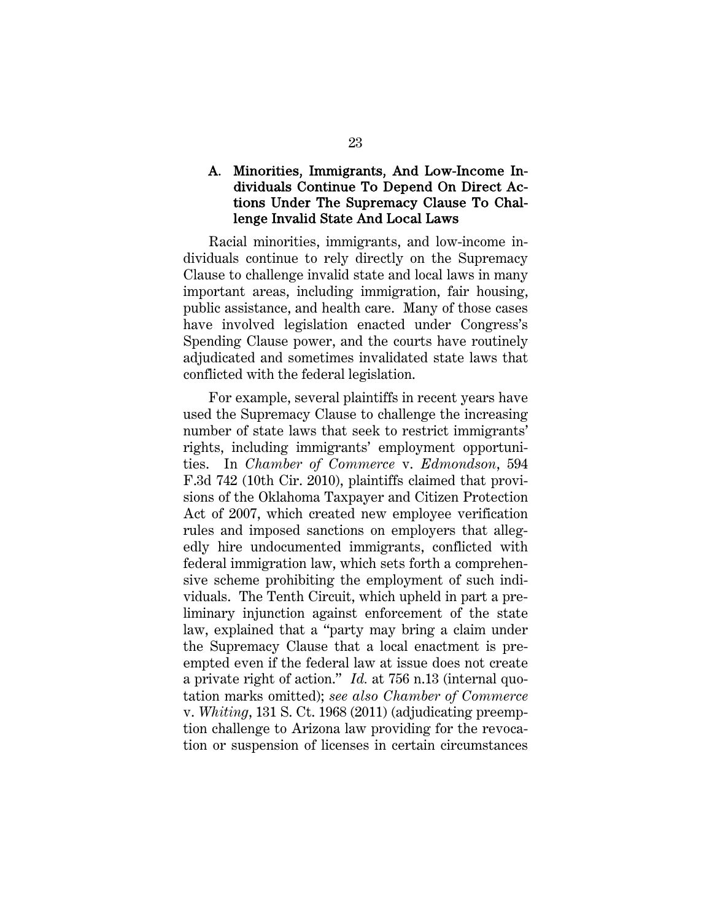### A. Minorities, Immigrants, And Low-Income Individuals Continue To Depend On Direct Actions Under The Supremacy Clause To Challenge Invalid State And Local Laws

Racial minorities, immigrants, and low-income individuals continue to rely directly on the Supremacy Clause to challenge invalid state and local laws in many important areas, including immigration, fair housing, public assistance, and health care. Many of those cases have involved legislation enacted under Congress's Spending Clause power, and the courts have routinely adjudicated and sometimes invalidated state laws that conflicted with the federal legislation.

For example, several plaintiffs in recent years have used the Supremacy Clause to challenge the increasing number of state laws that seek to restrict immigrants' rights, including immigrants' employment opportunities. In *Chamber of Commerce* v. *Edmondson*, 594 F.3d 742 (10th Cir. 2010), plaintiffs claimed that provisions of the Oklahoma Taxpayer and Citizen Protection Act of 2007, which created new employee verification rules and imposed sanctions on employers that allegedly hire undocumented immigrants, conflicted with federal immigration law, which sets forth a comprehensive scheme prohibiting the employment of such individuals. The Tenth Circuit, which upheld in part a preliminary injunction against enforcement of the state law, explained that a "party may bring a claim under the Supremacy Clause that a local enactment is preempted even if the federal law at issue does not create a private right of action." *Id.* at 756 n.13 (internal quotation marks omitted); *see also Chamber of Commerce* v. *Whiting*, 131 S. Ct. 1968 (2011) (adjudicating preemption challenge to Arizona law providing for the revocation or suspension of licenses in certain circumstances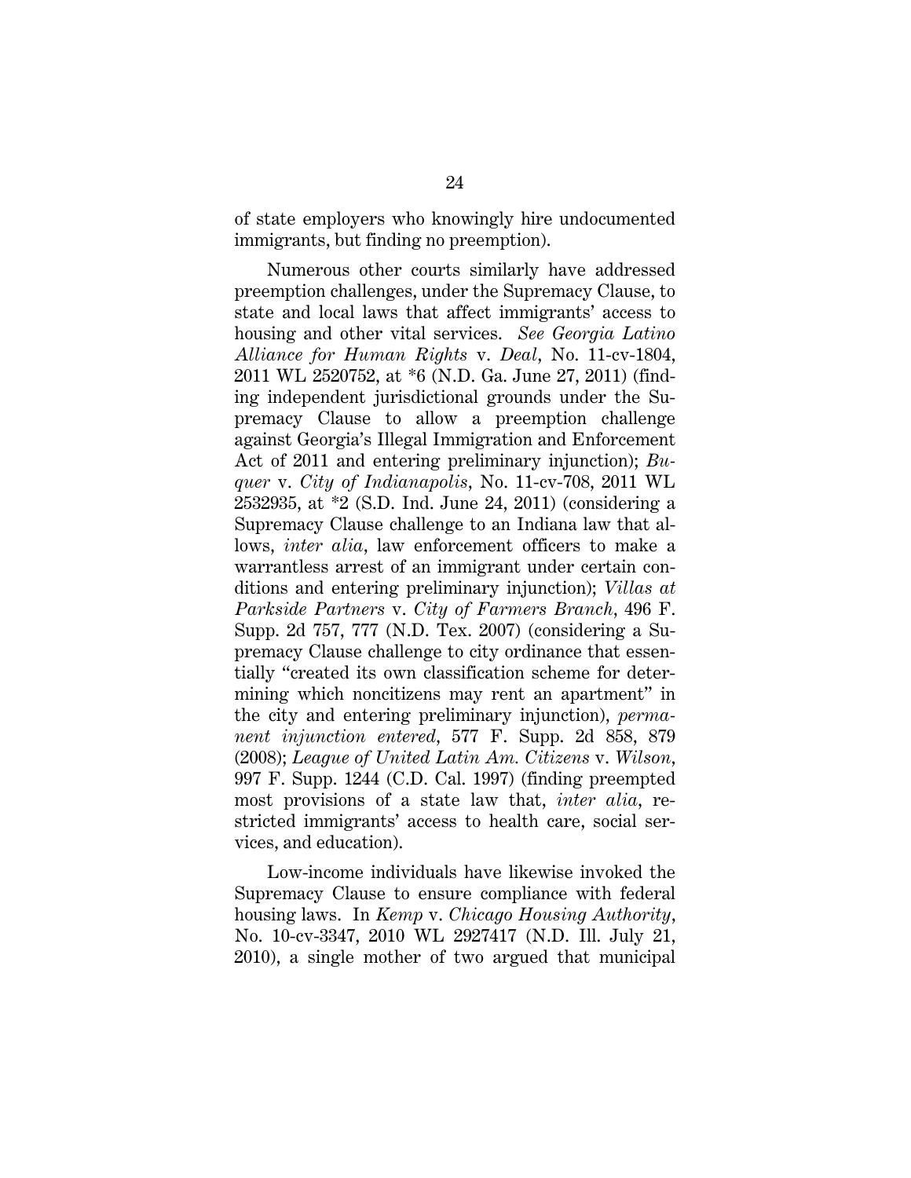of state employers who knowingly hire undocumented immigrants, but finding no preemption).

Numerous other courts similarly have addressed preemption challenges, under the Supremacy Clause, to state and local laws that affect immigrants' access to housing and other vital services. *See Georgia Latino Alliance for Human Rights* v. *Deal*, No. 11-cv-1804, 2011 WL 2520752, at *6 (N.D. Ga. June 27, 2011) (finding independent jurisdictional grounds under the Supremacy Clause to allow a preemption challenge against Georgia's Illegal Immigration and Enforcement Act of 2011 and entering preliminary injunction); *Buquer* v. *City of Indianapolis*, No. 11-cv-708, 2011 WL 2532935, at *2 (S.D. Ind. June 24, 2011) (considering a Supremacy Clause challenge to an Indiana law that allows, *inter alia*, law enforcement officers to make a warrantless arrest of an immigrant under certain conditions and entering preliminary injunction); *Villas at Parkside Partners* v. *City of Farmers Branch*, 496 F. Supp. 2d 757, 777 (N.D. Tex. 2007) (considering a Supremacy Clause challenge to city ordinance that essentially "created its own classification scheme for determining which noncitizens may rent an apartment" in the city and entering preliminary injunction), *permanent injunction entered*, 577 F. Supp. 2d 858, 879 (2008); *League of United Latin Am. Citizens* v. *Wilson*, 997 F. Supp. 1244 (C.D. Cal. 1997) (finding preempted most provisions of a state law that, *inter alia*, restricted immigrants' access to health care, social services, and education).

Low-income individuals have likewise invoked the Supremacy Clause to ensure compliance with federal housing laws. In *Kemp* v. *Chicago Housing Authority*, No. 10-cv-3347, 2010 WL 2927417 (N.D. Ill. July 21, 2010), a single mother of two argued that municipal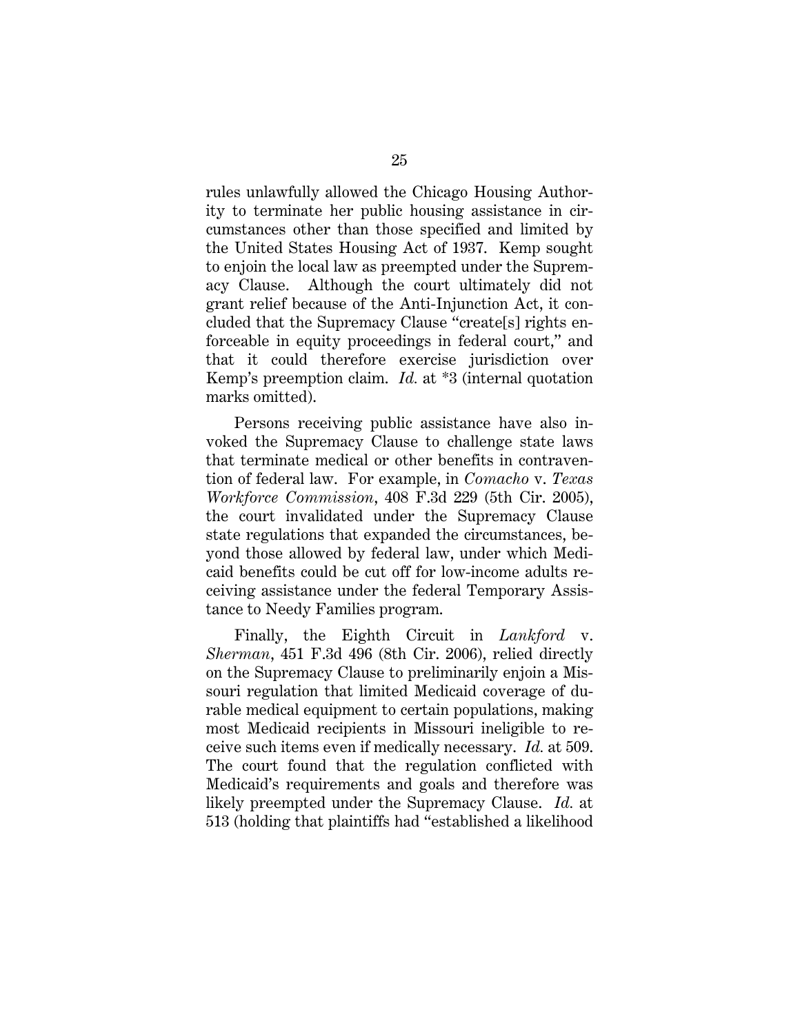rules unlawfully allowed the Chicago Housing Authority to terminate her public housing assistance in circumstances other than those specified and limited by the United States Housing Act of 1937. Kemp sought to enjoin the local law as preempted under the Supremacy Clause. Although the court ultimately did not grant relief because of the Anti-Injunction Act, it concluded that the Supremacy Clause "create[s] rights enforceable in equity proceedings in federal court," and that it could therefore exercise jurisdiction over Kemp's preemption claim. *Id.* at *3 (internal quotation marks omitted).

Persons receiving public assistance have also invoked the Supremacy Clause to challenge state laws that terminate medical or other benefits in contravention of federal law. For example, in *Comacho* v. *Texas Workforce Commission*, 408 F.3d 229 (5th Cir. 2005), the court invalidated under the Supremacy Clause state regulations that expanded the circumstances, beyond those allowed by federal law, under which Medicaid benefits could be cut off for low-income adults receiving assistance under the federal Temporary Assistance to Needy Families program.

Finally, the Eighth Circuit in *Lankford* v. *Sherman*, 451 F.3d 496 (8th Cir. 2006), relied directly on the Supremacy Clause to preliminarily enjoin a Missouri regulation that limited Medicaid coverage of durable medical equipment to certain populations, making most Medicaid recipients in Missouri ineligible to receive such items even if medically necessary. *Id.* at 509. The court found that the regulation conflicted with Medicaid's requirements and goals and therefore was likely preempted under the Supremacy Clause. *Id.* at 513 (holding that plaintiffs had "established a likelihood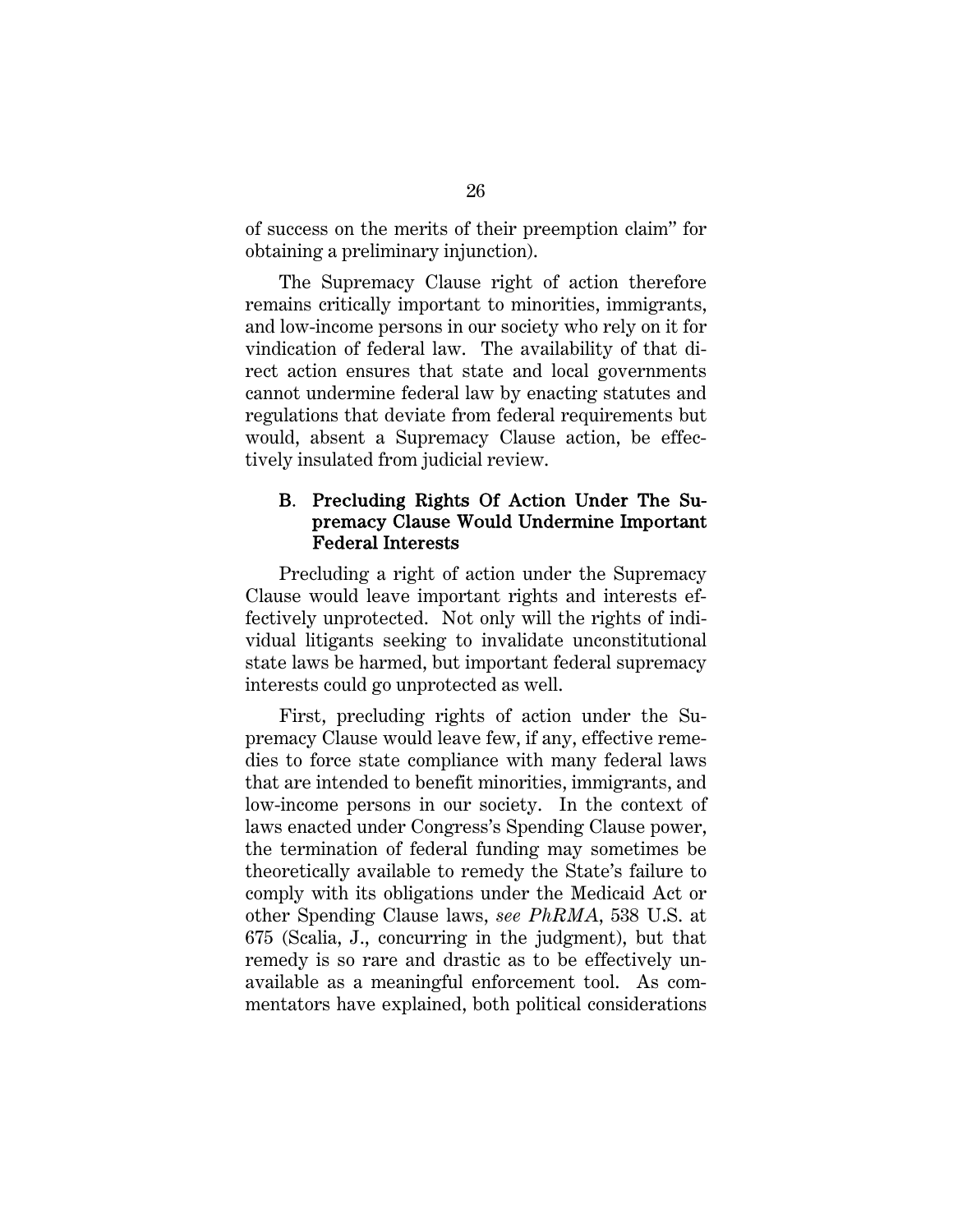of success on the merits of their preemption claim" for obtaining a preliminary injunction).

The Supremacy Clause right of action therefore remains critically important to minorities, immigrants, and low-income persons in our society who rely on it for vindication of federal law. The availability of that direct action ensures that state and local governments cannot undermine federal law by enacting statutes and regulations that deviate from federal requirements but would, absent a Supremacy Clause action, be effectively insulated from judicial review.

### B. Precluding Rights Of Action Under The Supremacy Clause Would Undermine Important Federal Interests

Precluding a right of action under the Supremacy Clause would leave important rights and interests effectively unprotected. Not only will the rights of individual litigants seeking to invalidate unconstitutional state laws be harmed, but important federal supremacy interests could go unprotected as well.

First, precluding rights of action under the Supremacy Clause would leave few, if any, effective remedies to force state compliance with many federal laws that are intended to benefit minorities, immigrants, and low-income persons in our society. In the context of laws enacted under Congress's Spending Clause power, the termination of federal funding may sometimes be theoretically available to remedy the State's failure to comply with its obligations under the Medicaid Act or other Spending Clause laws, *see PhRMA*, 538 U.S. at 675 (Scalia, J., concurring in the judgment), but that remedy is so rare and drastic as to be effectively unavailable as a meaningful enforcement tool. As commentators have explained, both political considerations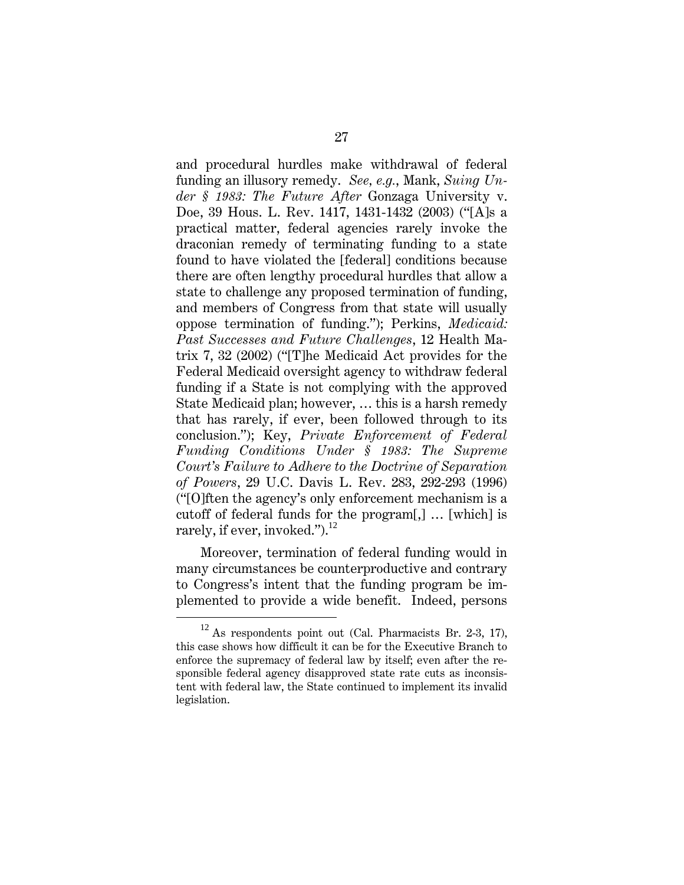and procedural hurdles make withdrawal of federal funding an illusory remedy. *See, e.g.*, Mank, *Suing Under § 1983: The Future After* Gonzaga University v. Doe, 39 Hous. L. Rev. 1417, 1431-1432 (2003) ("[A]s a practical matter, federal agencies rarely invoke the draconian remedy of terminating funding to a state found to have violated the [federal] conditions because there are often lengthy procedural hurdles that allow a state to challenge any proposed termination of funding, and members of Congress from that state will usually oppose termination of funding."); Perkins, *Medicaid: Past Successes and Future Challenges*, 12 Health Matrix 7, 32 (2002) ("[T]he Medicaid Act provides for the Federal Medicaid oversight agency to withdraw federal funding if a State is not complying with the approved State Medicaid plan; however, … this is a harsh remedy that has rarely, if ever, been followed through to its conclusion."); Key, *Private Enforcement of Federal Funding Conditions Under § 1983: The Supreme Court's Failure to Adhere to the Doctrine of Separation of Powers*, 29 U.C. Davis L. Rev. 283, 292-293 (1996) ("[O]ften the agency's only enforcement mechanism is a cutoff of federal funds for the program[,] … [which] is rarely, if ever, invoked.").[12]

Moreover, termination of federal funding would in many circumstances be counterproductive and contrary to Congress's intent that the funding program be implemented to provide a wide benefit. Indeed, persons

---

[12] As respondents point out (Cal. Pharmacists Br. 2-3, 17), this case shows how difficult it can be for the Executive Branch to enforce the supremacy of federal law by itself; even after the responsible federal agency disapproved state rate cuts as inconsistent with federal law, the State continued to implement its invalid legislation.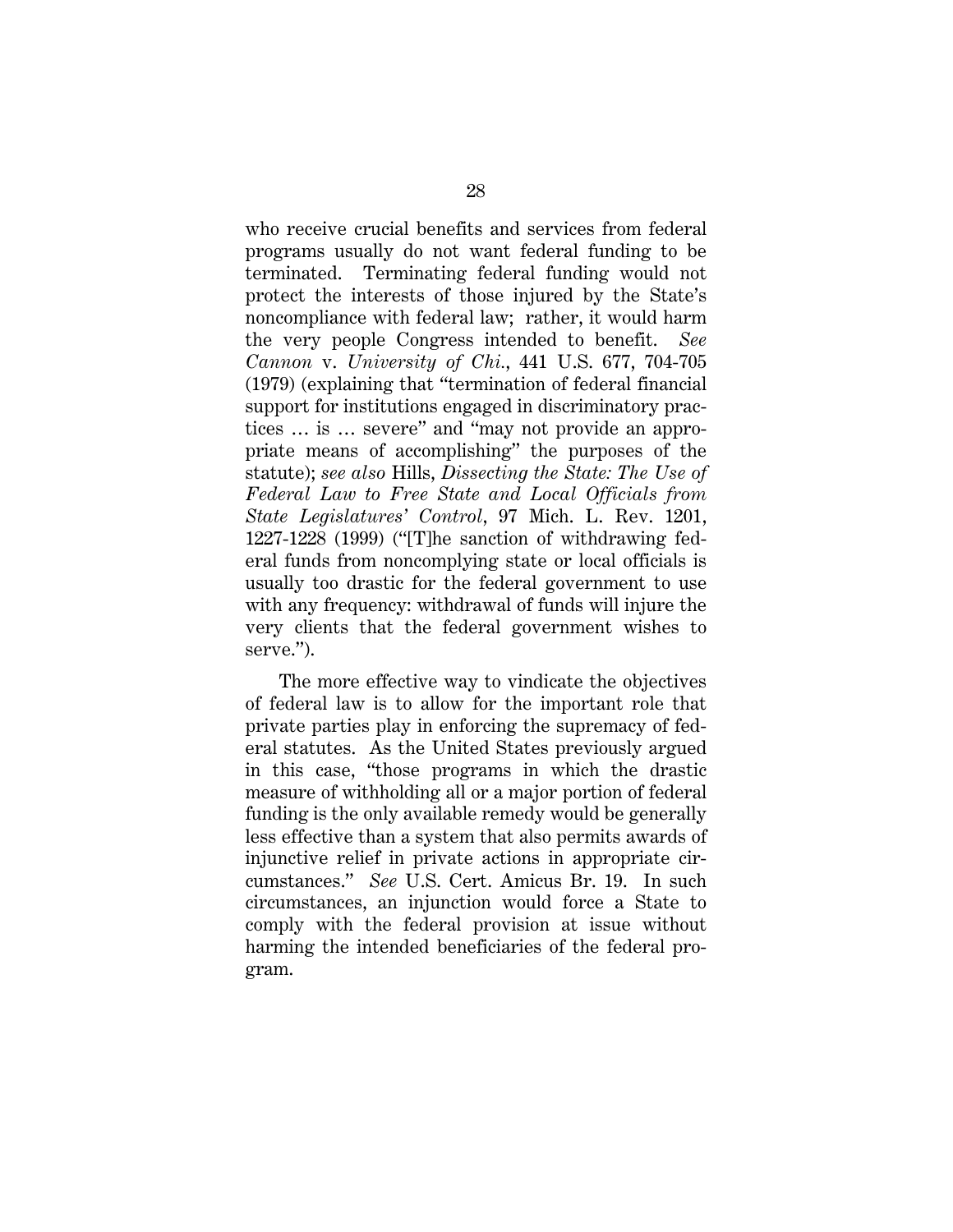who receive crucial benefits and services from federal programs usually do not want federal funding to be terminated. Terminating federal funding would not protect the interests of those injured by the State's noncompliance with federal law; rather, it would harm the very people Congress intended to benefit. *See Cannon* v. *University of Chi.*, 441 U.S. 677, 704-705 (1979) (explaining that "termination of federal financial support for institutions engaged in discriminatory practices … is … severe" and "may not provide an appropriate means of accomplishing" the purposes of the statute); *see also* Hills, *Dissecting the State: The Use of Federal Law to Free State and Local Officials from State Legislatures' Control*, 97 Mich. L. Rev. 1201, 1227-1228 (1999) ("[T]he sanction of withdrawing federal funds from noncomplying state or local officials is usually too drastic for the federal government to use with any frequency: withdrawal of funds will injure the very clients that the federal government wishes to serve.").

The more effective way to vindicate the objectives of federal law is to allow for the important role that private parties play in enforcing the supremacy of federal statutes. As the United States previously argued in this case, "those programs in which the drastic measure of withholding all or a major portion of federal funding is the only available remedy would be generally less effective than a system that also permits awards of injunctive relief in private actions in appropriate circumstances." *See* U.S. Cert. Amicus Br. 19. In such circumstances, an injunction would force a State to comply with the federal provision at issue without harming the intended beneficiaries of the federal program.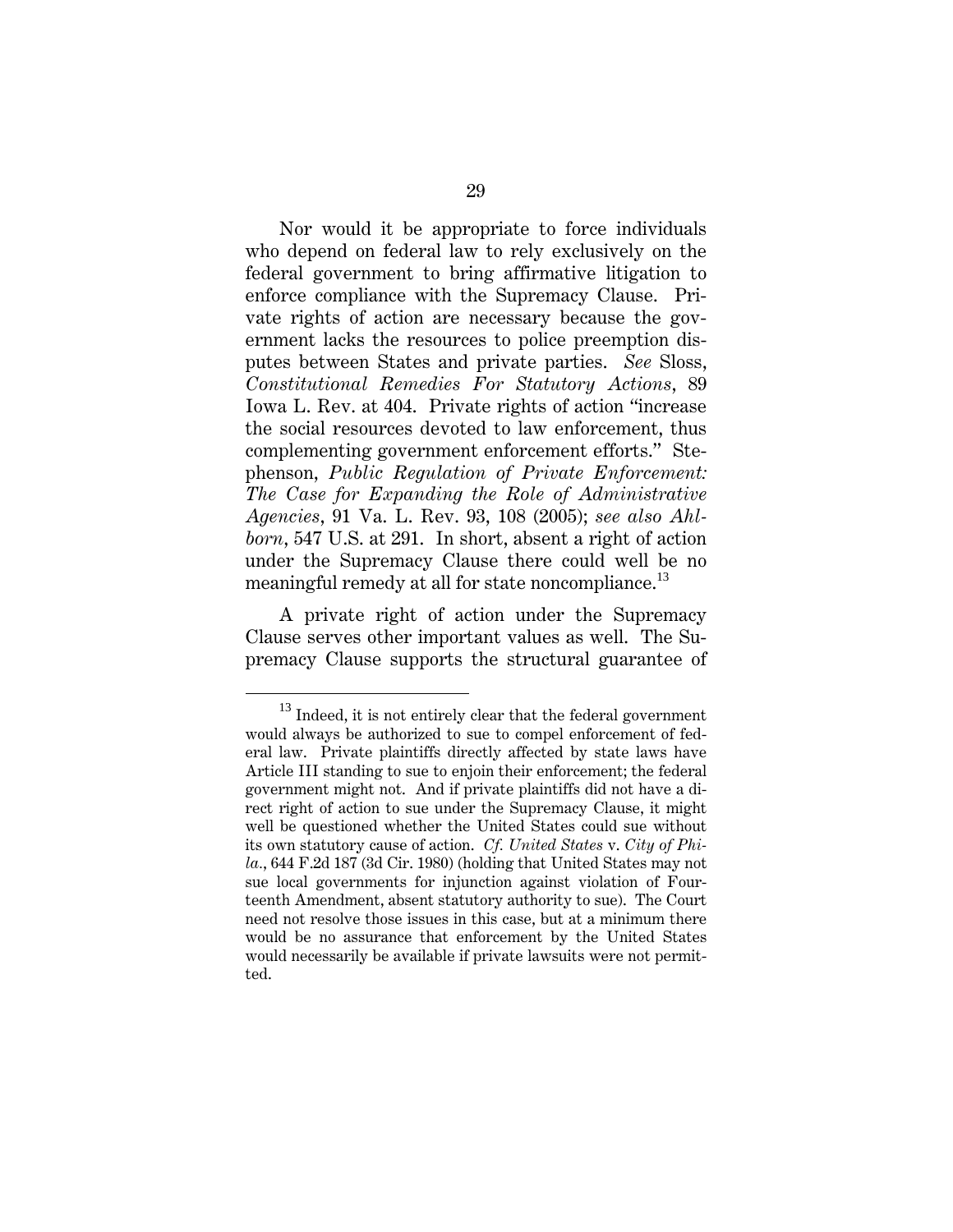Nor would it be appropriate to force individuals who depend on federal law to rely exclusively on the federal government to bring affirmative litigation to enforce compliance with the Supremacy Clause. Private rights of action are necessary because the government lacks the resources to police preemption disputes between States and private parties. *See* Sloss, *Constitutional Remedies For Statutory Actions*, 89 Iowa L. Rev. at 404. Private rights of action "increase the social resources devoted to law enforcement, thus complementing government enforcement efforts." Stephenson, *Public Regulation of Private Enforcement: The Case for Expanding the Role of Administrative Agencies*, 91 Va. L. Rev. 93, 108 (2005); *see also Ahlborn*, 547 U.S. at 291. In short, absent a right of action under the Supremacy Clause there could well be no meaningful remedy at all for state noncompliance.[13]

A private right of action under the Supremacy Clause serves other important values as well. The Supremacy Clause supports the structural guarantee of

---

[13] Indeed, it is not entirely clear that the federal government would always be authorized to sue to compel enforcement of federal law. Private plaintiffs directly affected by state laws have Article III standing to sue to enjoin their enforcement; the federal government might not. And if private plaintiffs did not have a direct right of action to sue under the Supremacy Clause, it might well be questioned whether the United States could sue without its own statutory cause of action. *Cf. United States* v. *City of Phila.*, 644 F.2d 187 (3d Cir. 1980) (holding that United States may not sue local governments for injunction against violation of Fourteenth Amendment, absent statutory authority to sue). The Court need not resolve those issues in this case, but at a minimum there would be no assurance that enforcement by the United States would necessarily be available if private lawsuits were not permitted.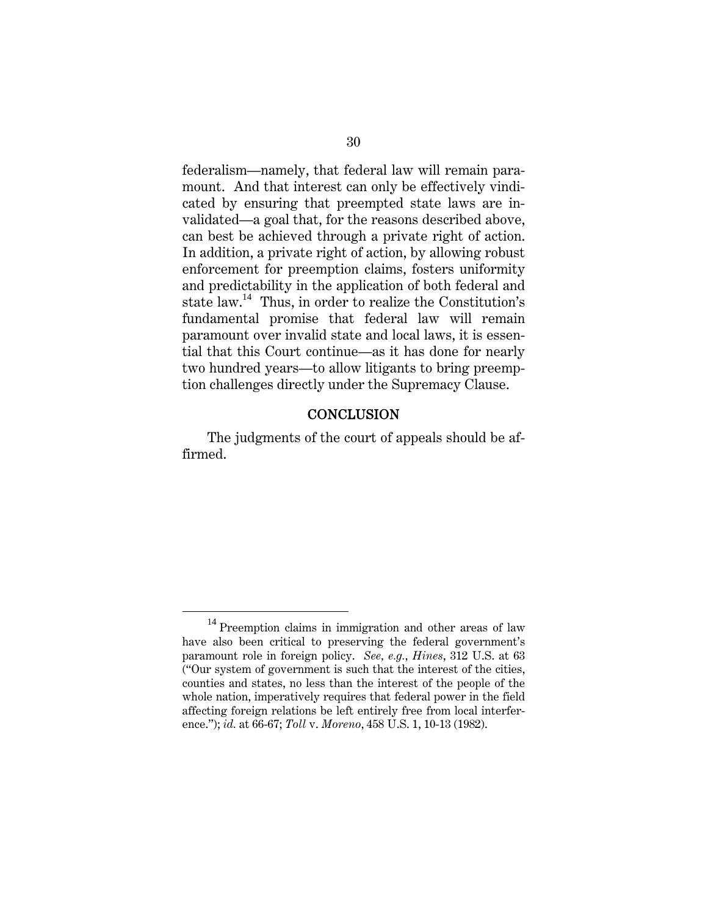federalism—namely, that federal law will remain paramount. And that interest can only be effectively vindicated by ensuring that preempted state laws are invalidated—a goal that, for the reasons described above, can best be achieved through a private right of action. In addition, a private right of action, by allowing robust enforcement for preemption claims, fosters uniformity and predictability in the application of both federal and state law.[14] Thus, in order to realize the Constitution's fundamental promise that federal law will remain paramount over invalid state and local laws, it is essential that this Court continue—as it has done for nearly two hundred years—to allow litigants to bring preemption challenges directly under the Supremacy Clause.

## CONCLUSION

The judgments of the court of appeals should be affirmed.

---

[14] Preemption claims in immigration and other areas of law have also been critical to preserving the federal government's paramount role in foreign policy. *See, e.g.*, *Hines*, 312 U.S. at 63 ("Our system of government is such that the interest of the cities, counties and states, no less than the interest of the people of the whole nation, imperatively requires that federal power in the field affecting foreign relations be left entirely free from local interference."); *id.* at 66-67; *Toll* v. *Moreno*, 458 U.S. 1, 10-13 (1982).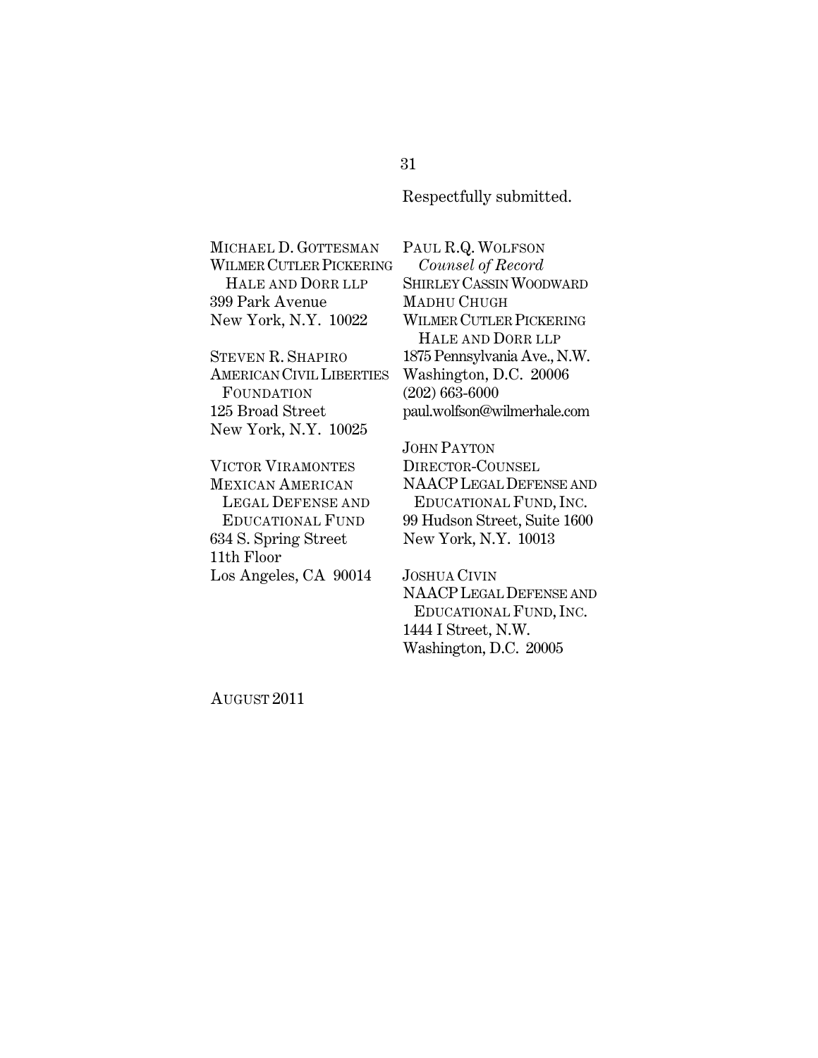Respectfully submitted.

MICHAEL D. GOTTESMAN
WILMER CUTLER PICKERING
HALE AND DORR LLP
399 Park Avenue
New York, N.Y. 10022

STEVEN R. SHAPIRO
AMERICAN CIVIL LIBERTIES
FOUNDATION
125 Broad Street
New York, N.Y. 10025

VICTOR VIRAMONTES
MEXICAN AMERICAN
LEGAL DEFENSE AND
EDUCATIONAL FUND
634 S. Spring Street
11th Floor
Los Angeles, CA 90014

PAUL R.Q. WOLFSON
*Counsel of Record*
SHIRLEY CASSIN WOODWARD
MADHU CHUGH
WILMER CUTLER PICKERING
HALE AND DORR LLP
1875 Pennsylvania Ave., N.W.
Washington, D.C. 20006
(202) 663-6000
paul.wolfson@wilmerhale.com

JOHN PAYTON
DIRECTOR-COUNSEL
NAACP LEGAL DEFENSE AND
EDUCATIONAL FUND, INC.
99 Hudson Street, Suite 1600
New York, N.Y. 10013

JOSHUA CIVIN
NAACP LEGAL DEFENSE AND
EDUCATIONAL FUND, INC.
1444 I Street, N.W.
Washington, D.C. 20005

AUGUST 2011